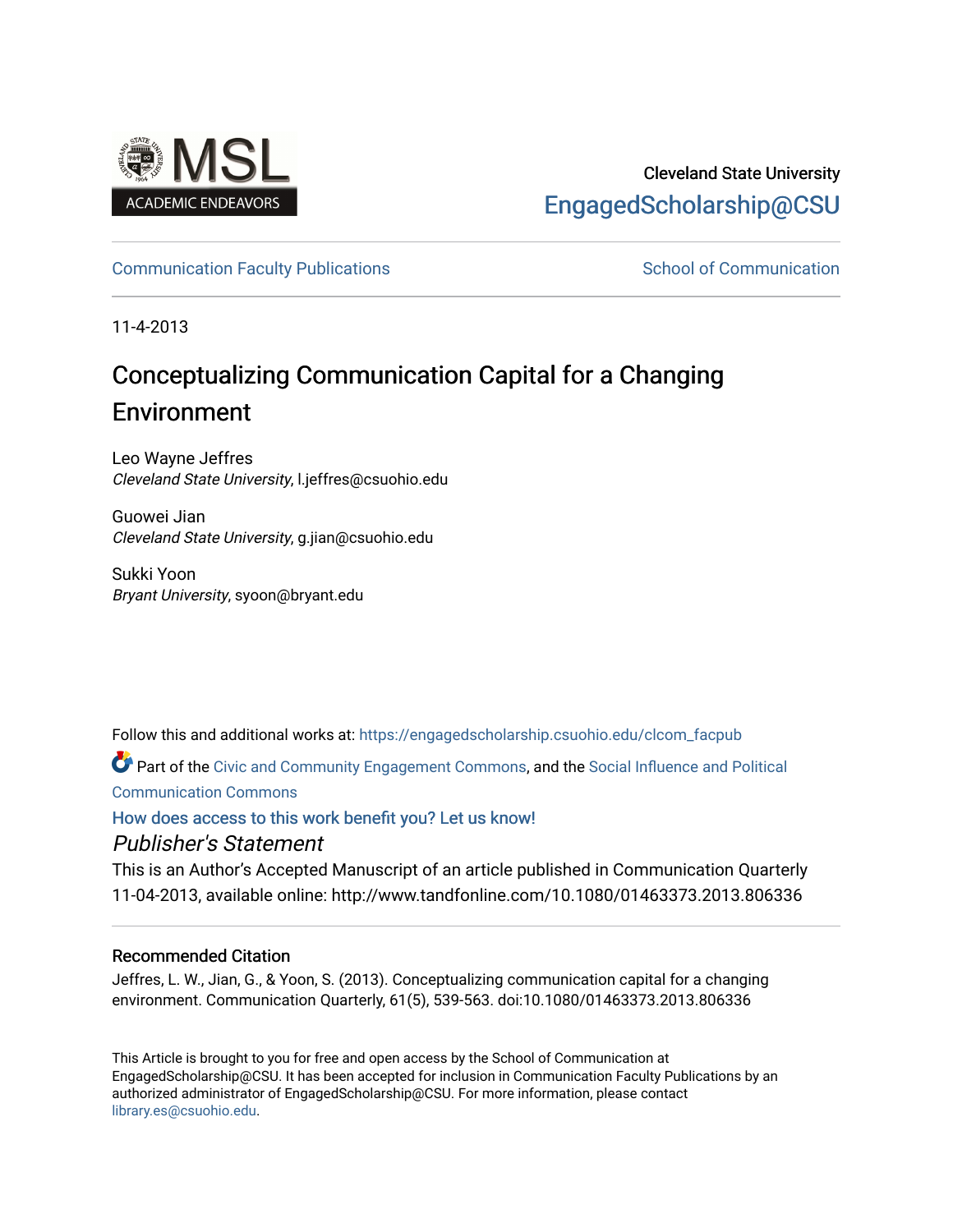Cleveland State University

EngagedScholarship@CSU

Communication Faculty Publications | School of Communication

11-4-2013

# Conceptualizing Communication Capital for a Changing Environment

Leo Wayne Jeffres
*Cleveland State University*, l.jeffres@csuohio.edu

Guowei Jian
*Cleveland State University*, g.jian@csuohio.edu

Sukki Yoon
*Bryant University*, syoon@bryant.edu

Follow this and additional works at: https://engagedscholarship.csuohio.edu/clcom_facpub

Part of the Civic and Community Engagement Commons, and the Social Influence and Political Communication Commons

How does access to this work benefit you? Let us know!

## *Publisher's Statement*

This is an Author's Accepted Manuscript of an article published in Communication Quarterly 11-04-2013, available online: http://www.tandfonline.com/10.1080/01463373.2013.806336

### Recommended Citation

Jeffres, L. W., Jian, G., & Yoon, S. (2013). Conceptualizing communication capital for a changing environment. Communication Quarterly, 61(5), 539-563. doi:10.1080/01463373.2013.806336

This Article is brought to you for free and open access by the School of Communication at EngagedScholarship@CSU. It has been accepted for inclusion in Communication Faculty Publications by an authorized administrator of EngagedScholarship@CSU. For more information, please contact library.es@csuohio.edu.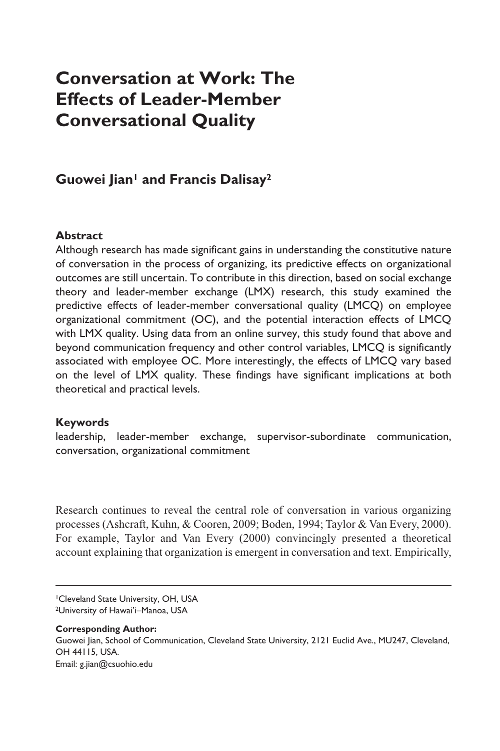# Conversation at Work: The Effects of Leader-Member Conversational Quality

**Guowei Jian[1] and Francis Dalisay[2]**

#### Abstract

Although research has made significant gains in understanding the constitutive nature of conversation in the process of organizing, its predictive effects on organizational outcomes are still uncertain. To contribute in this direction, based on social exchange theory and leader-member exchange (LMX) research, this study examined the predictive effects of leader-member conversational quality (LMCQ) on employee organizational commitment (OC), and the potential interaction effects of LMCQ with LMX quality. Using data from an online survey, this study found that above and beyond communication frequency and other control variables, LMCQ is significantly associated with employee OC. More interestingly, the effects of LMCQ vary based on the level of LMX quality. These findings have significant implications at both theoretical and practical levels.

#### Keywords

leadership, leader-member exchange, supervisor-subordinate communication, conversation, organizational commitment

Research continues to reveal the central role of conversation in various organizing processes (Ashcraft, Kuhn, & Cooren, 2009; Boden, 1994; Taylor & Van Every, 2000). For example, Taylor and Van Every (2000) convincingly presented a theoretical account explaining that organization is emergent in conversation and text. Empirically,

---

[1]Cleveland State University, OH, USA
[2]University of Hawai'i–Manoa, USA

**Corresponding Author:**
Guowei Jian, School of Communication, Cleveland State University, 2121 Euclid Ave., MU247, Cleveland, OH 44115, USA.
Email: g.jian@csuohio.edu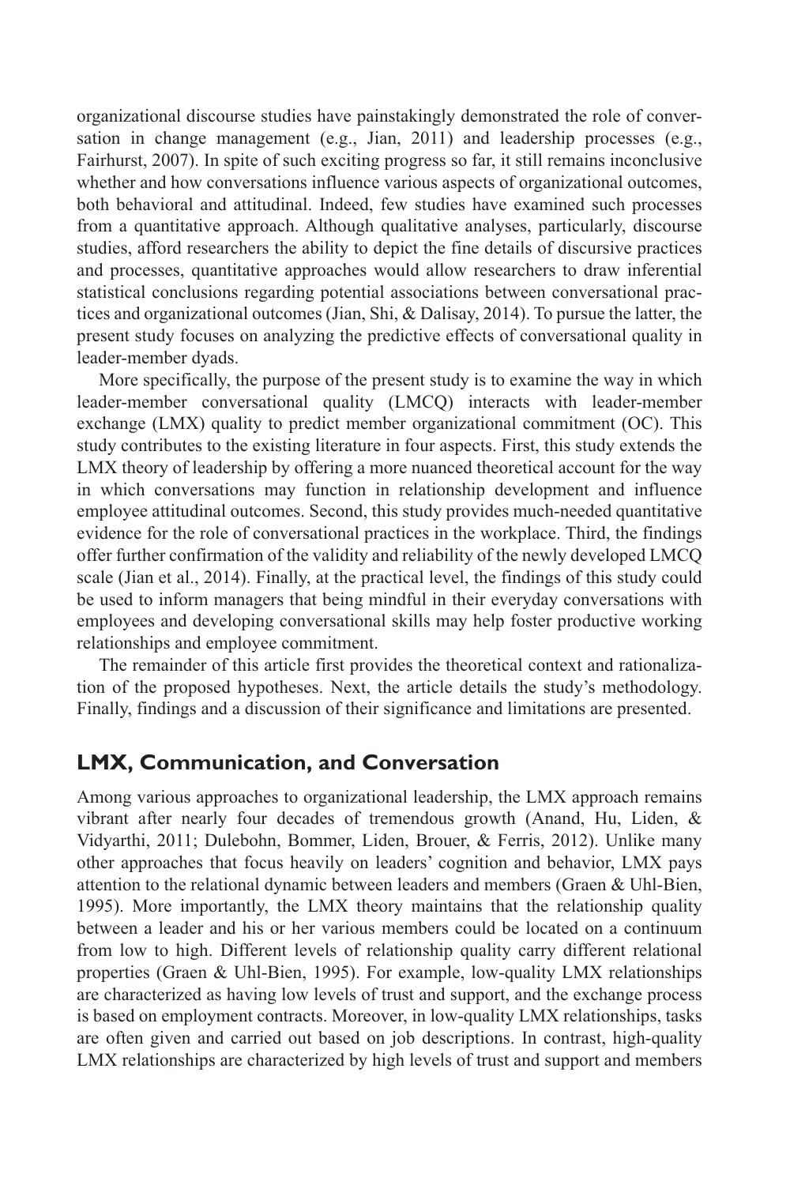organizational discourse studies have painstakingly demonstrated the role of conversation in change management (e.g., Jian, 2011) and leadership processes (e.g., Fairhurst, 2007). In spite of such exciting progress so far, it still remains inconclusive whether and how conversations influence various aspects of organizational outcomes, both behavioral and attitudinal. Indeed, few studies have examined such processes from a quantitative approach. Although qualitative analyses, particularly, discourse studies, afford researchers the ability to depict the fine details of discursive practices and processes, quantitative approaches would allow researchers to draw inferential statistical conclusions regarding potential associations between conversational practices and organizational outcomes (Jian, Shi, & Dalisay, 2014). To pursue the latter, the present study focuses on analyzing the predictive effects of conversational quality in leader-member dyads.

More specifically, the purpose of the present study is to examine the way in which leader-member conversational quality (LMCQ) interacts with leader-member exchange (LMX) quality to predict member organizational commitment (OC). This study contributes to the existing literature in four aspects. First, this study extends the LMX theory of leadership by offering a more nuanced theoretical account for the way in which conversations may function in relationship development and influence employee attitudinal outcomes. Second, this study provides much-needed quantitative evidence for the role of conversational practices in the workplace. Third, the findings offer further confirmation of the validity and reliability of the newly developed LMCQ scale (Jian et al., 2014). Finally, at the practical level, the findings of this study could be used to inform managers that being mindful in their everyday conversations with employees and developing conversational skills may help foster productive working relationships and employee commitment.

The remainder of this article first provides the theoretical context and rationalization of the proposed hypotheses. Next, the article details the study's methodology. Finally, findings and a discussion of their significance and limitations are presented.

## LMX, Communication, and Conversation

Among various approaches to organizational leadership, the LMX approach remains vibrant after nearly four decades of tremendous growth (Anand, Hu, Liden, & Vidyarthi, 2011; Dulebohn, Bommer, Liden, Brouer, & Ferris, 2012). Unlike many other approaches that focus heavily on leaders' cognition and behavior, LMX pays attention to the relational dynamic between leaders and members (Graen & Uhl-Bien, 1995). More importantly, the LMX theory maintains that the relationship quality between a leader and his or her various members could be located on a continuum from low to high. Different levels of relationship quality carry different relational properties (Graen & Uhl-Bien, 1995). For example, low-quality LMX relationships are characterized as having low levels of trust and support, and the exchange process is based on employment contracts. Moreover, in low-quality LMX relationships, tasks are often given and carried out based on job descriptions. In contrast, high-quality LMX relationships are characterized by high levels of trust and support and members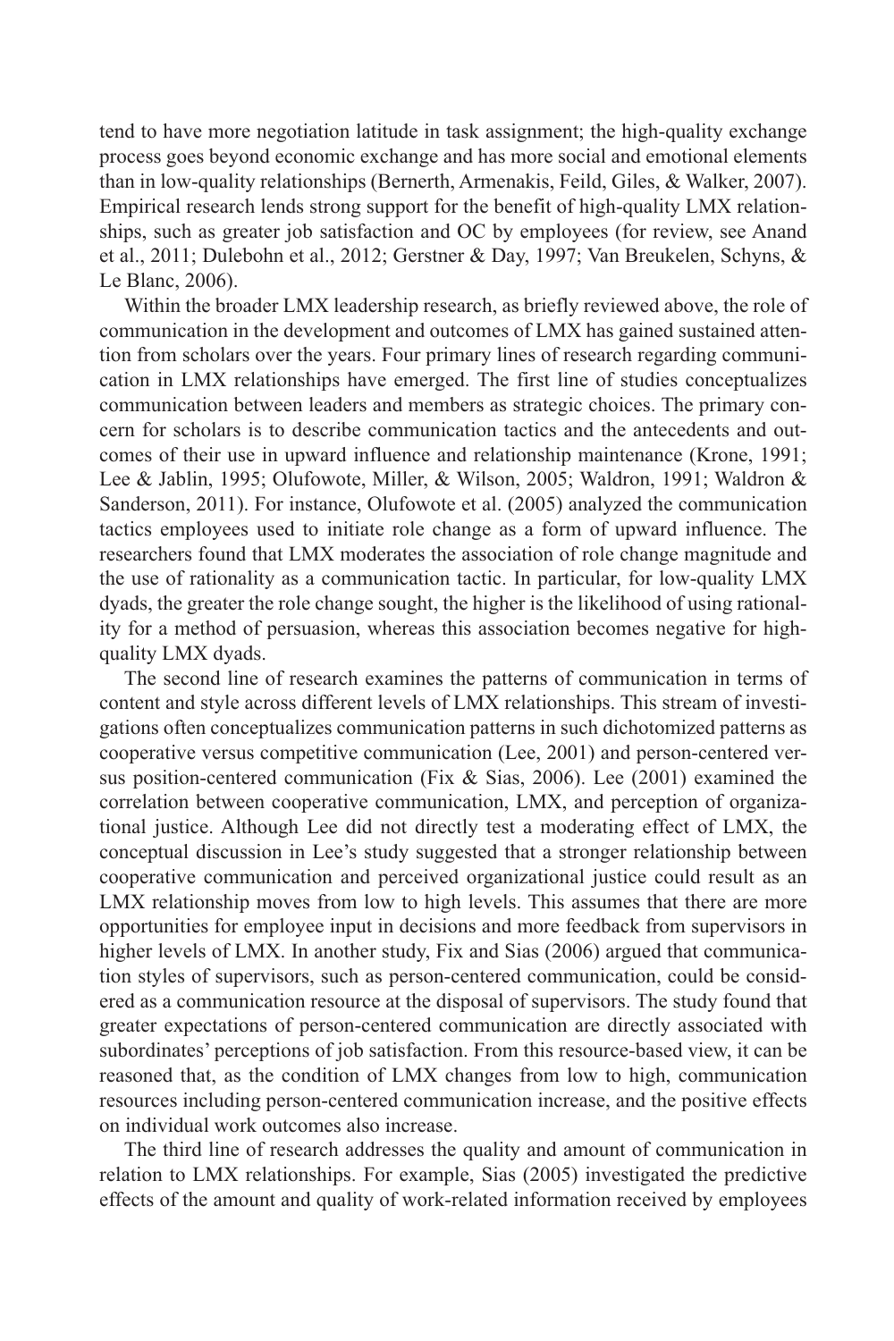tend to have more negotiation latitude in task assignment; the high-quality exchange process goes beyond economic exchange and has more social and emotional elements than in low-quality relationships (Bernerth, Armenakis, Feild, Giles, & Walker, 2007). Empirical research lends strong support for the benefit of high-quality LMX relationships, such as greater job satisfaction and OC by employees (for review, see Anand et al., 2011; Dulebohn et al., 2012; Gerstner & Day, 1997; Van Breukelen, Schyns, & Le Blanc, 2006).

Within the broader LMX leadership research, as briefly reviewed above, the role of communication in the development and outcomes of LMX has gained sustained attention from scholars over the years. Four primary lines of research regarding communication in LMX relationships have emerged. The first line of studies conceptualizes communication between leaders and members as strategic choices. The primary concern for scholars is to describe communication tactics and the antecedents and outcomes of their use in upward influence and relationship maintenance (Krone, 1991; Lee & Jablin, 1995; Olufowote, Miller, & Wilson, 2005; Waldron, 1991; Waldron & Sanderson, 2011). For instance, Olufowote et al. (2005) analyzed the communication tactics employees used to initiate role change as a form of upward influence. The researchers found that LMX moderates the association of role change magnitude and the use of rationality as a communication tactic. In particular, for low-quality LMX dyads, the greater the role change sought, the higher is the likelihood of using rationality for a method of persuasion, whereas this association becomes negative for high-quality LMX dyads.

The second line of research examines the patterns of communication in terms of content and style across different levels of LMX relationships. This stream of investigations often conceptualizes communication patterns in such dichotomized patterns as cooperative versus competitive communication (Lee, 2001) and person-centered versus position-centered communication (Fix & Sias, 2006). Lee (2001) examined the correlation between cooperative communication, LMX, and perception of organizational justice. Although Lee did not directly test a moderating effect of LMX, the conceptual discussion in Lee's study suggested that a stronger relationship between cooperative communication and perceived organizational justice could result as an LMX relationship moves from low to high levels. This assumes that there are more opportunities for employee input in decisions and more feedback from supervisors in higher levels of LMX. In another study, Fix and Sias (2006) argued that communication styles of supervisors, such as person-centered communication, could be considered as a communication resource at the disposal of supervisors. The study found that greater expectations of person-centered communication are directly associated with subordinates' perceptions of job satisfaction. From this resource-based view, it can be reasoned that, as the condition of LMX changes from low to high, communication resources including person-centered communication increase, and the positive effects on individual work outcomes also increase.

The third line of research addresses the quality and amount of communication in relation to LMX relationships. For example, Sias (2005) investigated the predictive effects of the amount and quality of work-related information received by employees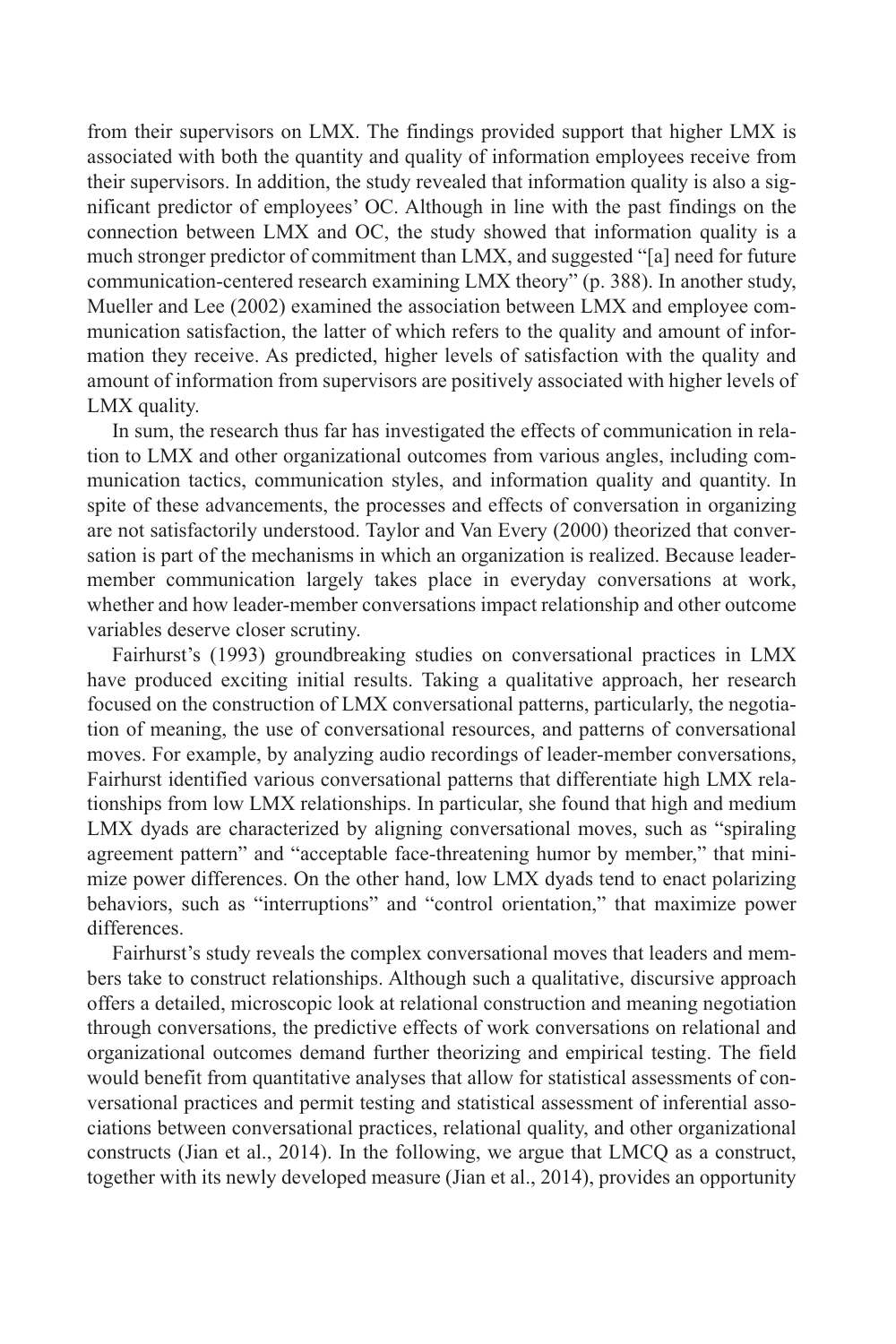from their supervisors on LMX. The findings provided support that higher LMX is associated with both the quantity and quality of information employees receive from their supervisors. In addition, the study revealed that information quality is also a significant predictor of employees' OC. Although in line with the past findings on the connection between LMX and OC, the study showed that information quality is a much stronger predictor of commitment than LMX, and suggested "[a] need for future communication-centered research examining LMX theory" (p. 388). In another study, Mueller and Lee (2002) examined the association between LMX and employee communication satisfaction, the latter of which refers to the quality and amount of information they receive. As predicted, higher levels of satisfaction with the quality and amount of information from supervisors are positively associated with higher levels of LMX quality.

In sum, the research thus far has investigated the effects of communication in relation to LMX and other organizational outcomes from various angles, including communication tactics, communication styles, and information quality and quantity. In spite of these advancements, the processes and effects of conversation in organizing are not satisfactorily understood. Taylor and Van Every (2000) theorized that conversation is part of the mechanisms in which an organization is realized. Because leader-member communication largely takes place in everyday conversations at work, whether and how leader-member conversations impact relationship and other outcome variables deserve closer scrutiny.

Fairhurst's (1993) groundbreaking studies on conversational practices in LMX have produced exciting initial results. Taking a qualitative approach, her research focused on the construction of LMX conversational patterns, particularly, the negotiation of meaning, the use of conversational resources, and patterns of conversational moves. For example, by analyzing audio recordings of leader-member conversations, Fairhurst identified various conversational patterns that differentiate high LMX relationships from low LMX relationships. In particular, she found that high and medium LMX dyads are characterized by aligning conversational moves, such as "spiraling agreement pattern" and "acceptable face-threatening humor by member," that minimize power differences. On the other hand, low LMX dyads tend to enact polarizing behaviors, such as "interruptions" and "control orientation," that maximize power differences.

Fairhurst's study reveals the complex conversational moves that leaders and members take to construct relationships. Although such a qualitative, discursive approach offers a detailed, microscopic look at relational construction and meaning negotiation through conversations, the predictive effects of work conversations on relational and organizational outcomes demand further theorizing and empirical testing. The field would benefit from quantitative analyses that allow for statistical assessments of conversational practices and permit testing and statistical assessment of inferential associations between conversational practices, relational quality, and other organizational constructs (Jian et al., 2014). In the following, we argue that LMCQ as a construct, together with its newly developed measure (Jian et al., 2014), provides an opportunity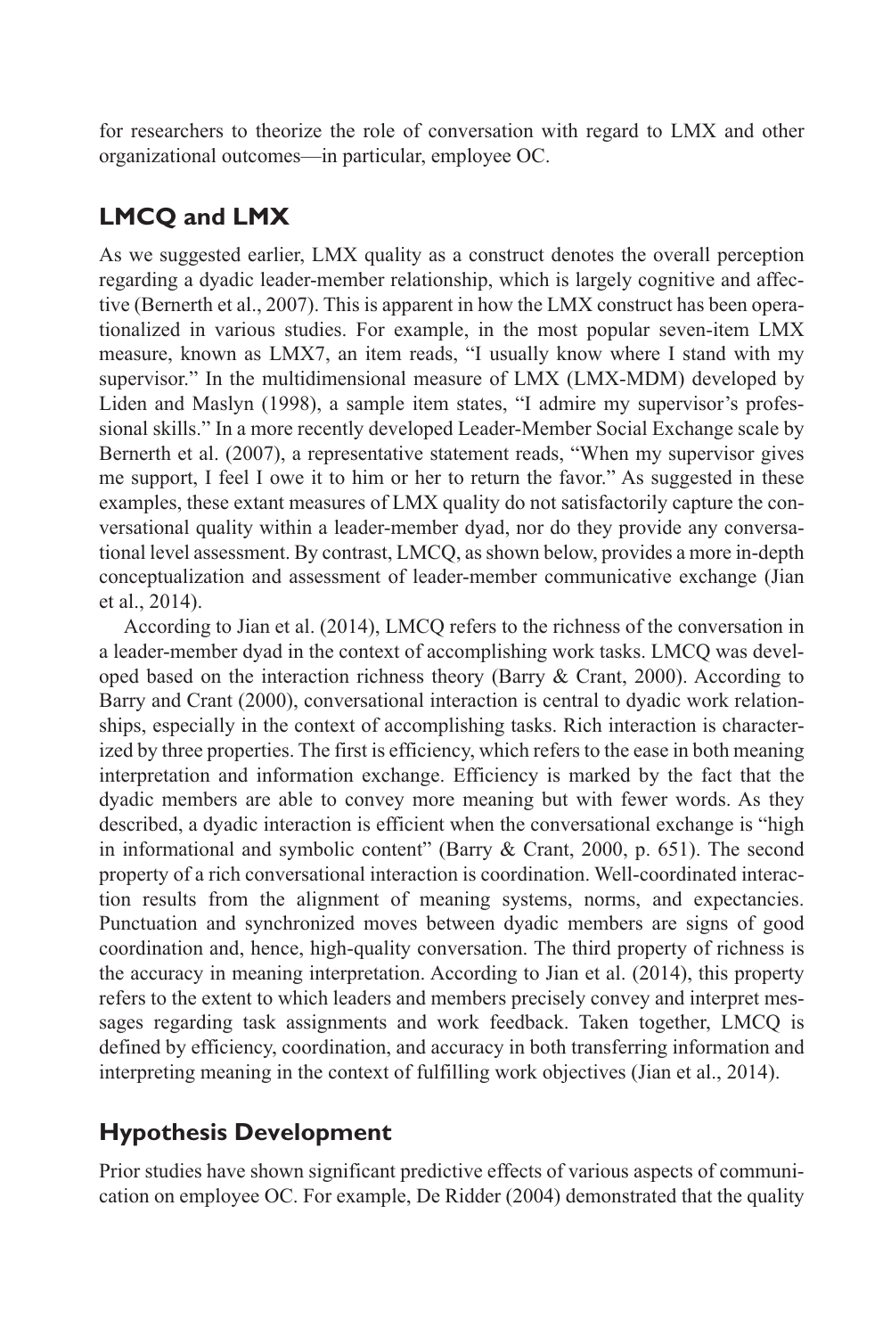for researchers to theorize the role of conversation with regard to LMX and other organizational outcomes—in particular, employee OC.

## LMCQ and LMX

As we suggested earlier, LMX quality as a construct denotes the overall perception regarding a dyadic leader-member relationship, which is largely cognitive and affective (Bernerth et al., 2007). This is apparent in how the LMX construct has been operationalized in various studies. For example, in the most popular seven-item LMX measure, known as LMX7, an item reads, "I usually know where I stand with my supervisor." In the multidimensional measure of LMX (LMX-MDM) developed by Liden and Maslyn (1998), a sample item states, "I admire my supervisor's professional skills." In a more recently developed Leader-Member Social Exchange scale by Bernerth et al. (2007), a representative statement reads, "When my supervisor gives me support, I feel I owe it to him or her to return the favor." As suggested in these examples, these extant measures of LMX quality do not satisfactorily capture the conversational quality within a leader-member dyad, nor do they provide any conversational level assessment. By contrast, LMCQ, as shown below, provides a more in-depth conceptualization and assessment of leader-member communicative exchange (Jian et al., 2014).

According to Jian et al. (2014), LMCQ refers to the richness of the conversation in a leader-member dyad in the context of accomplishing work tasks. LMCQ was developed based on the interaction richness theory (Barry & Crant, 2000). According to Barry and Crant (2000), conversational interaction is central to dyadic work relationships, especially in the context of accomplishing tasks. Rich interaction is characterized by three properties. The first is efficiency, which refers to the ease in both meaning interpretation and information exchange. Efficiency is marked by the fact that the dyadic members are able to convey more meaning but with fewer words. As they described, a dyadic interaction is efficient when the conversational exchange is "high in informational and symbolic content" (Barry & Crant, 2000, p. 651). The second property of a rich conversational interaction is coordination. Well-coordinated interaction results from the alignment of meaning systems, norms, and expectancies. Punctuation and synchronized moves between dyadic members are signs of good coordination and, hence, high-quality conversation. The third property of richness is the accuracy in meaning interpretation. According to Jian et al. (2014), this property refers to the extent to which leaders and members precisely convey and interpret messages regarding task assignments and work feedback. Taken together, LMCQ is defined by efficiency, coordination, and accuracy in both transferring information and interpreting meaning in the context of fulfilling work objectives (Jian et al., 2014).

## Hypothesis Development

Prior studies have shown significant predictive effects of various aspects of communication on employee OC. For example, De Ridder (2004) demonstrated that the quality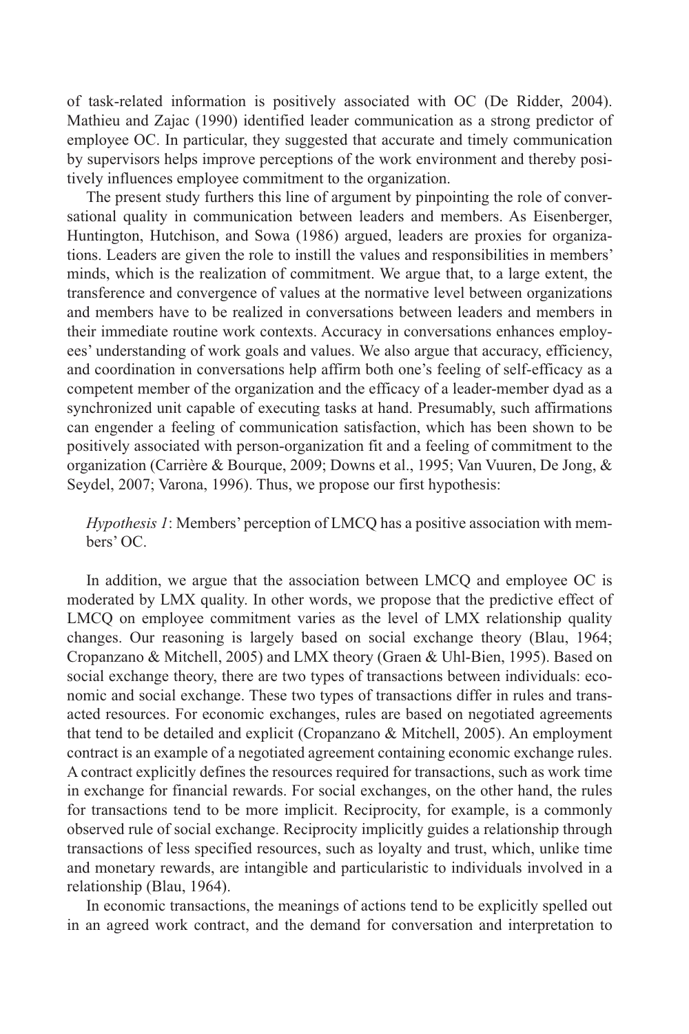of task-related information is positively associated with OC (De Ridder, 2004). Mathieu and Zajac (1990) identified leader communication as a strong predictor of employee OC. In particular, they suggested that accurate and timely communication by supervisors helps improve perceptions of the work environment and thereby positively influences employee commitment to the organization.

The present study furthers this line of argument by pinpointing the role of conversational quality in communication between leaders and members. As Eisenberger, Huntington, Hutchison, and Sowa (1986) argued, leaders are proxies for organizations. Leaders are given the role to instill the values and responsibilities in members' minds, which is the realization of commitment. We argue that, to a large extent, the transference and convergence of values at the normative level between organizations and members have to be realized in conversations between leaders and members in their immediate routine work contexts. Accuracy in conversations enhances employees' understanding of work goals and values. We also argue that accuracy, efficiency, and coordination in conversations help affirm both one's feeling of self-efficacy as a competent member of the organization and the efficacy of a leader-member dyad as a synchronized unit capable of executing tasks at hand. Presumably, such affirmations can engender a feeling of communication satisfaction, which has been shown to be positively associated with person-organization fit and a feeling of commitment to the organization (Carrière & Bourque, 2009; Downs et al., 1995; Van Vuuren, De Jong, & Seydel, 2007; Varona, 1996). Thus, we propose our first hypothesis:

> *Hypothesis 1*: Members' perception of LMCQ has a positive association with members' OC.

In addition, we argue that the association between LMCQ and employee OC is moderated by LMX quality. In other words, we propose that the predictive effect of LMCQ on employee commitment varies as the level of LMX relationship quality changes. Our reasoning is largely based on social exchange theory (Blau, 1964; Cropanzano & Mitchell, 2005) and LMX theory (Graen & Uhl-Bien, 1995). Based on social exchange theory, there are two types of transactions between individuals: economic and social exchange. These two types of transactions differ in rules and transacted resources. For economic exchanges, rules are based on negotiated agreements that tend to be detailed and explicit (Cropanzano & Mitchell, 2005). An employment contract is an example of a negotiated agreement containing economic exchange rules. A contract explicitly defines the resources required for transactions, such as work time in exchange for financial rewards. For social exchanges, on the other hand, the rules for transactions tend to be more implicit. Reciprocity, for example, is a commonly observed rule of social exchange. Reciprocity implicitly guides a relationship through transactions of less specified resources, such as loyalty and trust, which, unlike time and monetary rewards, are intangible and particularistic to individuals involved in a relationship (Blau, 1964).

In economic transactions, the meanings of actions tend to be explicitly spelled out in an agreed work contract, and the demand for conversation and interpretation to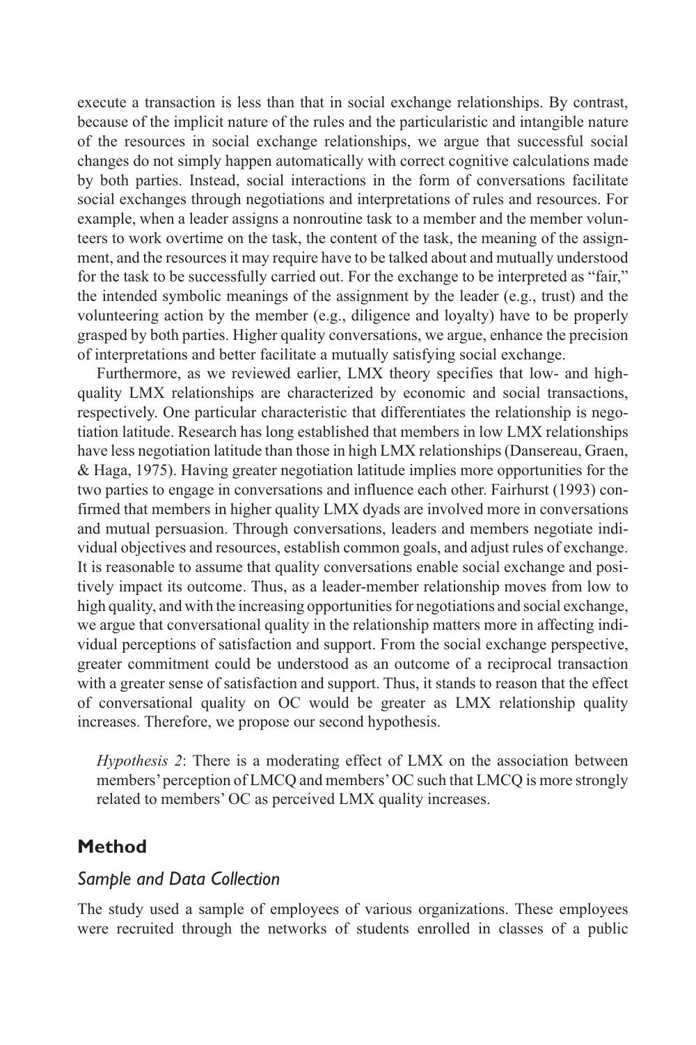execute a transaction is less than that in social exchange relationships. By contrast, because of the implicit nature of the rules and the particularistic and intangible nature of the resources in social exchange relationships, we argue that successful social changes do not simply happen automatically with correct cognitive calculations made by both parties. Instead, social interactions in the form of conversations facilitate social exchanges through negotiations and interpretations of rules and resources. For example, when a leader assigns a nonroutine task to a member and the member volunteers to work overtime on the task, the content of the task, the meaning of the assignment, and the resources it may require have to be talked about and mutually understood for the task to be successfully carried out. For the exchange to be interpreted as "fair," the intended symbolic meanings of the assignment by the leader (e.g., trust) and the volunteering action by the member (e.g., diligence and loyalty) have to be properly grasped by both parties. Higher quality conversations, we argue, enhance the precision of interpretations and better facilitate a mutually satisfying social exchange.

Furthermore, as we reviewed earlier, LMX theory specifies that low- and high-quality LMX relationships are characterized by economic and social transactions, respectively. One particular characteristic that differentiates the relationship is negotiation latitude. Research has long established that members in low LMX relationships have less negotiation latitude than those in high LMX relationships (Dansereau, Graen, & Haga, 1975). Having greater negotiation latitude implies more opportunities for the two parties to engage in conversations and influence each other. Fairhurst (1993) confirmed that members in higher quality LMX dyads are involved more in conversations and mutual persuasion. Through conversations, leaders and members negotiate individual objectives and resources, establish common goals, and adjust rules of exchange. It is reasonable to assume that quality conversations enable social exchange and positively impact its outcome. Thus, as a leader-member relationship moves from low to high quality, and with the increasing opportunities for negotiations and social exchange, we argue that conversational quality in the relationship matters more in affecting individual perceptions of satisfaction and support. From the social exchange perspective, greater commitment could be understood as an outcome of a reciprocal transaction with a greater sense of satisfaction and support. Thus, it stands to reason that the effect of conversational quality on OC would be greater as LMX relationship quality increases. Therefore, we propose our second hypothesis.

*Hypothesis 2*: There is a moderating effect of LMX on the association between members' perception of LMCQ and members' OC such that LMCQ is more strongly related to members' OC as perceived LMX quality increases.

## Method

### Sample and Data Collection

The study used a sample of employees of various organizations. These employees were recruited through the networks of students enrolled in classes of a public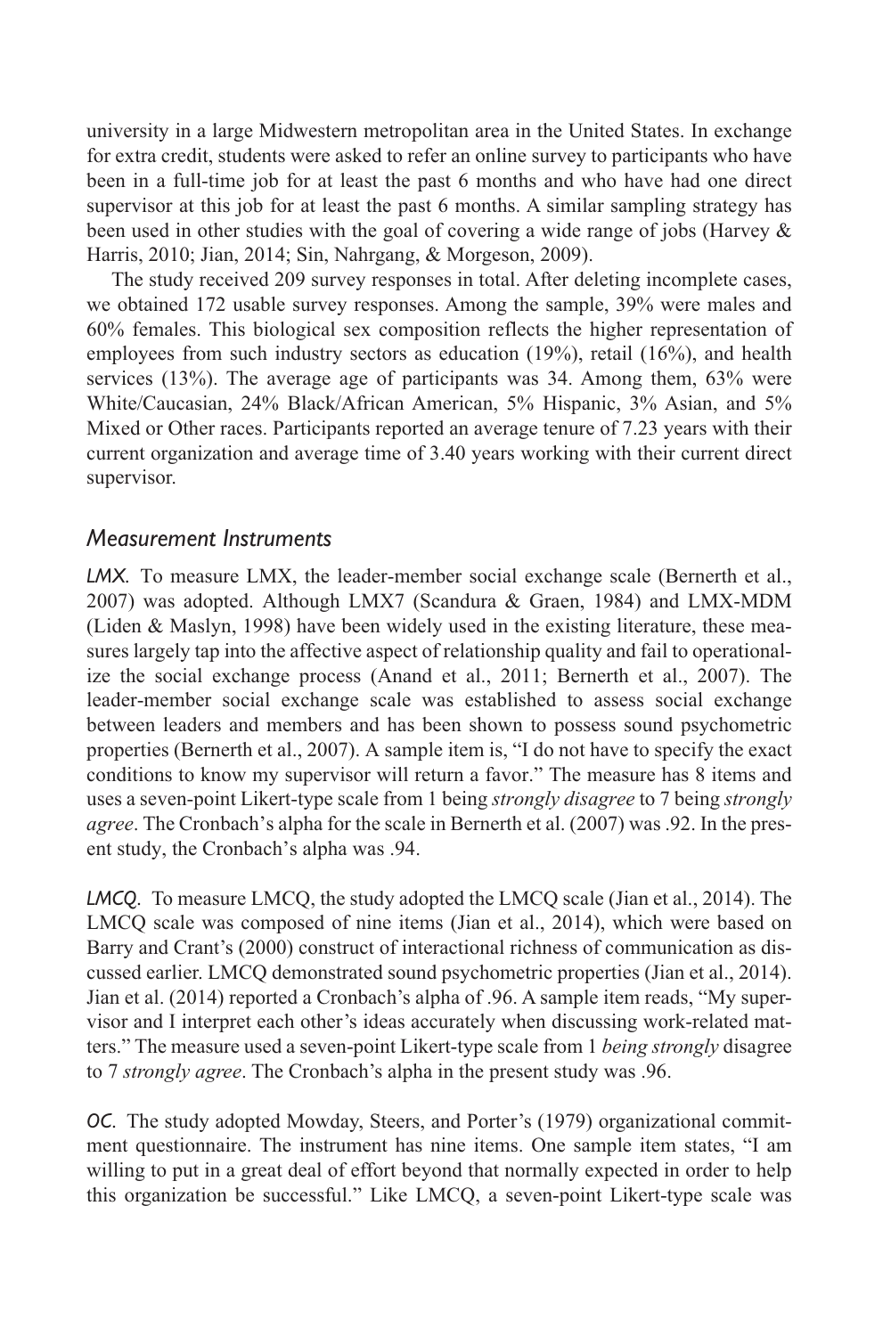university in a large Midwestern metropolitan area in the United States. In exchange for extra credit, students were asked to refer an online survey to participants who have been in a full-time job for at least the past 6 months and who have had one direct supervisor at this job for at least the past 6 months. A similar sampling strategy has been used in other studies with the goal of covering a wide range of jobs (Harvey & Harris, 2010; Jian, 2014; Sin, Nahrgang, & Morgeson, 2009).

The study received 209 survey responses in total. After deleting incomplete cases, we obtained 172 usable survey responses. Among the sample, 39% were males and 60% females. This biological sex composition reflects the higher representation of employees from such industry sectors as education (19%), retail (16%), and health services (13%). The average age of participants was 34. Among them, 63% were White/Caucasian, 24% Black/African American, 5% Hispanic, 3% Asian, and 5% Mixed or Other races. Participants reported an average tenure of 7.23 years with their current organization and average time of 3.40 years working with their current direct supervisor.

### *Measurement Instruments*

*LMX.* To measure LMX, the leader-member social exchange scale (Bernerth et al., 2007) was adopted. Although LMX7 (Scandura & Graen, 1984) and LMX-MDM (Liden & Maslyn, 1998) have been widely used in the existing literature, these measures largely tap into the affective aspect of relationship quality and fail to operationalize the social exchange process (Anand et al., 2011; Bernerth et al., 2007). The leader-member social exchange scale was established to assess social exchange between leaders and members and has been shown to possess sound psychometric properties (Bernerth et al., 2007). A sample item is, "I do not have to specify the exact conditions to know my supervisor will return a favor." The measure has 8 items and uses a seven-point Likert-type scale from 1 being *strongly disagree* to 7 being *strongly agree*. The Cronbach's alpha for the scale in Bernerth et al. (2007) was .92. In the present study, the Cronbach's alpha was .94.

*LMCQ.* To measure LMCQ, the study adopted the LMCQ scale (Jian et al., 2014). The LMCQ scale was composed of nine items (Jian et al., 2014), which were based on Barry and Crant's (2000) construct of interactional richness of communication as discussed earlier. LMCQ demonstrated sound psychometric properties (Jian et al., 2014). Jian et al. (2014) reported a Cronbach's alpha of .96. A sample item reads, "My supervisor and I interpret each other's ideas accurately when discussing work-related matters." The measure used a seven-point Likert-type scale from 1 *being strongly* disagree to 7 *strongly agree*. The Cronbach's alpha in the present study was .96.

*OC.* The study adopted Mowday, Steers, and Porter's (1979) organizational commitment questionnaire. The instrument has nine items. One sample item states, "I am willing to put in a great deal of effort beyond that normally expected in order to help this organization be successful." Like LMCQ, a seven-point Likert-type scale was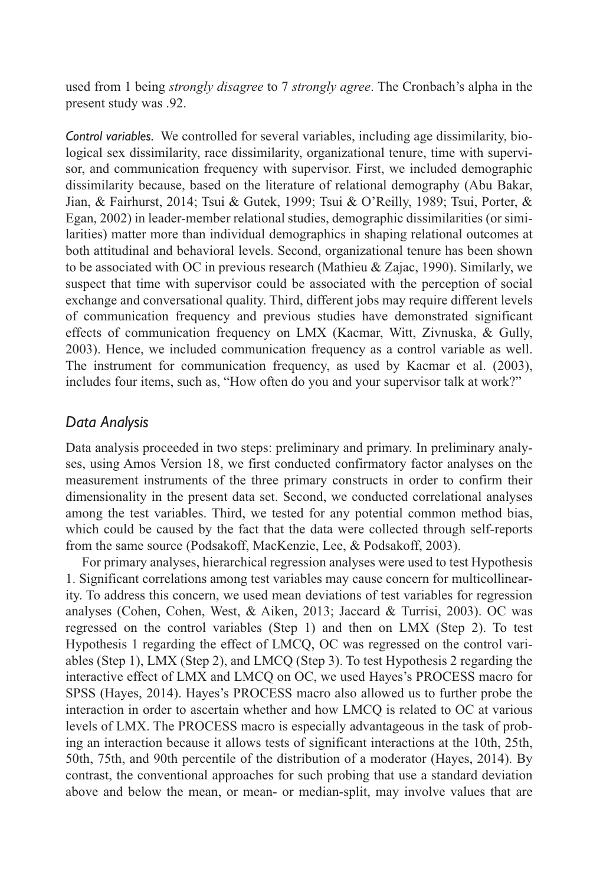used from 1 being *strongly disagree* to 7 *strongly agree*. The Cronbach's alpha in the present study was .92.

*Control variables.* We controlled for several variables, including age dissimilarity, biological sex dissimilarity, race dissimilarity, organizational tenure, time with supervisor, and communication frequency with supervisor. First, we included demographic dissimilarity because, based on the literature of relational demography (Abu Bakar, Jian, & Fairhurst, 2014; Tsui & Gutek, 1999; Tsui & O'Reilly, 1989; Tsui, Porter, & Egan, 2002) in leader-member relational studies, demographic dissimilarities (or similarities) matter more than individual demographics in shaping relational outcomes at both attitudinal and behavioral levels. Second, organizational tenure has been shown to be associated with OC in previous research (Mathieu & Zajac, 1990). Similarly, we suspect that time with supervisor could be associated with the perception of social exchange and conversational quality. Third, different jobs may require different levels of communication frequency and previous studies have demonstrated significant effects of communication frequency on LMX (Kacmar, Witt, Zivnuska, & Gully, 2003). Hence, we included communication frequency as a control variable as well. The instrument for communication frequency, as used by Kacmar et al. (2003), includes four items, such as, "How often do you and your supervisor talk at work?"

## *Data Analysis*

Data analysis proceeded in two steps: preliminary and primary. In preliminary analyses, using Amos Version 18, we first conducted confirmatory factor analyses on the measurement instruments of the three primary constructs in order to confirm their dimensionality in the present data set. Second, we conducted correlational analyses among the test variables. Third, we tested for any potential common method bias, which could be caused by the fact that the data were collected through self-reports from the same source (Podsakoff, MacKenzie, Lee, & Podsakoff, 2003).

For primary analyses, hierarchical regression analyses were used to test Hypothesis 1. Significant correlations among test variables may cause concern for multicollinearity. To address this concern, we used mean deviations of test variables for regression analyses (Cohen, Cohen, West, & Aiken, 2013; Jaccard & Turrisi, 2003). OC was regressed on the control variables (Step 1) and then on LMX (Step 2). To test Hypothesis 1 regarding the effect of LMCQ, OC was regressed on the control variables (Step 1), LMX (Step 2), and LMCQ (Step 3). To test Hypothesis 2 regarding the interactive effect of LMX and LMCQ on OC, we used Hayes's PROCESS macro for SPSS (Hayes, 2014). Hayes's PROCESS macro also allowed us to further probe the interaction in order to ascertain whether and how LMCQ is related to OC at various levels of LMX. The PROCESS macro is especially advantageous in the task of probing an interaction because it allows tests of significant interactions at the 10th, 25th, 50th, 75th, and 90th percentile of the distribution of a moderator (Hayes, 2014). By contrast, the conventional approaches for such probing that use a standard deviation above and below the mean, or mean- or median-split, may involve values that are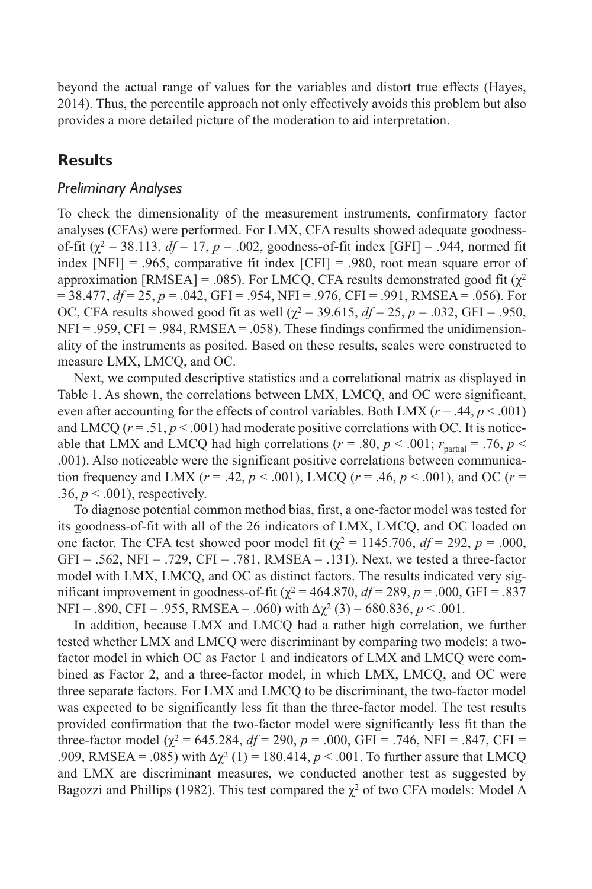beyond the actual range of values for the variables and distort true effects (Hayes, 2014). Thus, the percentile approach not only effectively avoids this problem but also provides a more detailed picture of the moderation to aid interpretation.

## Results

### *Preliminary Analyses*

To check the dimensionality of the measurement instruments, confirmatory factor analyses (CFAs) were performed. For LMX, CFA results showed adequate goodness-of-fit ($\chi^2$ = 38.113, *df* = 17, *p* = .002, goodness-of-fit index [GFI] = .944, normed fit index [NFI] = .965, comparative fit index [CFI] = .980, root mean square error of approximation [RMSEA] = .085). For LMCQ, CFA results demonstrated good fit ($\chi^2$ = 38.477, *df* = 25, *p* = .042, GFI = .954, NFI = .976, CFI = .991, RMSEA = .056). For OC, CFA results showed good fit as well ($\chi^2$ = 39.615, *df* = 25, *p* = .032, GFI = .950, NFI = .959, CFI = .984, RMSEA = .058). These findings confirmed the unidimensionality of the instruments as posited. Based on these results, scales were constructed to measure LMX, LMCQ, and OC.

Next, we computed descriptive statistics and a correlational matrix as displayed in Table 1. As shown, the correlations between LMX, LMCQ, and OC were significant, even after accounting for the effects of control variables. Both LMX ($r$ = .44, $p$ < .001) and LMCQ ($r$ = .51, $p$ < .001) had moderate positive correlations with OC. It is noticeable that LMX and LMCQ had high correlations ($r$ = .80, $p$ < .001; $r_{\text{partial}}$ = .76, $p$ < .001). Also noticeable were the significant positive correlations between communication frequency and LMX ($r$ = .42, $p$ < .001), LMCQ ($r$ = .46, $p$ < .001), and OC ($r$ = .36, $p$ < .001), respectively.

To diagnose potential common method bias, first, a one-factor model was tested for its goodness-of-fit with all of the 26 indicators of LMX, LMCQ, and OC loaded on one factor. The CFA test showed poor model fit ($\chi^2$ = 1145.706, *df* = 292, *p* = .000, GFI = .562, NFI = .729, CFI = .781, RMSEA = .131). Next, we tested a three-factor model with LMX, LMCQ, and OC as distinct factors. The results indicated very significant improvement in goodness-of-fit ($\chi^2$ = 464.870, *df* = 289, *p* = .000, GFI = .837 NFI = .890, CFI = .955, RMSEA = .060) with $\Delta\chi^2$ (3) = 680.836, $p$ < .001.

In addition, because LMX and LMCQ had a rather high correlation, we further tested whether LMX and LMCQ were discriminant by comparing two models: a two-factor model in which OC as Factor 1 and indicators of LMX and LMCQ were combined as Factor 2, and a three-factor model, in which LMX, LMCQ, and OC were three separate factors. For LMX and LMCQ to be discriminant, the two-factor model was expected to be significantly less fit than the three-factor model. The test results provided confirmation that the two-factor model were significantly less fit than the three-factor model ($\chi^2$ = 645.284, *df* = 290, *p* = .000, GFI = .746, NFI = .847, CFI = .909, RMSEA = .085) with $\Delta\chi^2$ (1) = 180.414, $p$ < .001. To further assure that LMCQ and LMX are discriminant measures, we conducted another test as suggested by Bagozzi and Phillips (1982). This test compared the $\chi^2$ of two CFA models: Model A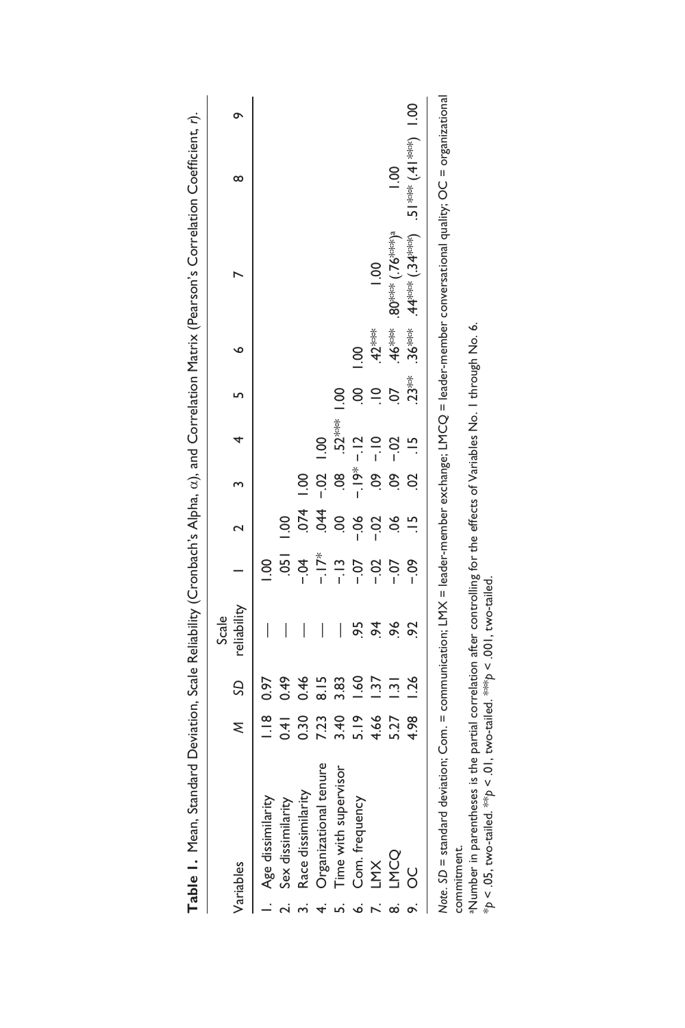**Table 1.** Mean, Standard Deviation, Scale Reliability (Cronbach's Alpha, α), and Correlation Matrix (Pearson's Correlation Coefficient, *r*).

| Variables | *M* | *SD* | Scale reliability | 1 | 2 | 3 | 4 | 5 | 6 | 7 | 8 | 9 |
|---|---|---|---|---|---|---|---|---|---|---|---|---|
| 1. Age dissimilarity | 1.18 | 0.97 | — | 1.00 | | | | | | | | |
| 2. Sex dissimilarity | 0.41 | 0.49 | — | .051 | 1.00 | | | | | | | |
| 3. Race dissimilarity | 0.30 | 0.46 | — | −.04 | .074 | 1.00 | | | | | | |
| 4. Organizational tenure | 7.23 | 8.15 | — | −.17* | .044 | −.02 | 1.00 | | | | | |
| 5. Time with supervisor | 3.40 | 3.83 | — | −.13 | .00 | .08 | .52*** | 1.00 | | | | |
| 6. Com. frequency | 5.19 | 1.60 | .95 | −.07 | −.06 | −.19* | −.12 | .00 | 1.00 | | | |
| 7. LMX | 4.66 | 1.37 | .94 | −.02 | −.02 | .09 | −.10 | .10 | .42*** | 1.00 | | |
| 8. LMCQ | 5.27 | 1.31 | .96 | −.07 | .06 | .09 | −.02 | .07 | .46*** | .80*** (.76***)[a] | 1.00 | |
| 9. OC | 4.98 | 1.26 | .92 | −.09 | .15 | .02 | .15 | .23** | .36*** | .44*** (.34***) | .51*** (.41***) | 1.00 |

*Note. SD* = standard deviation; Com. = communication; LMX = leader-member exchange; LMCQ = leader-member conversational quality; OC = organizational commitment.

[a]Number in parentheses is the partial correlation after controlling for the effects of Variables No. 1 through No. 6.

*$p < .05$, two-tailed. **$p < .01$, two-tailed. ***$p < .001$, two-tailed.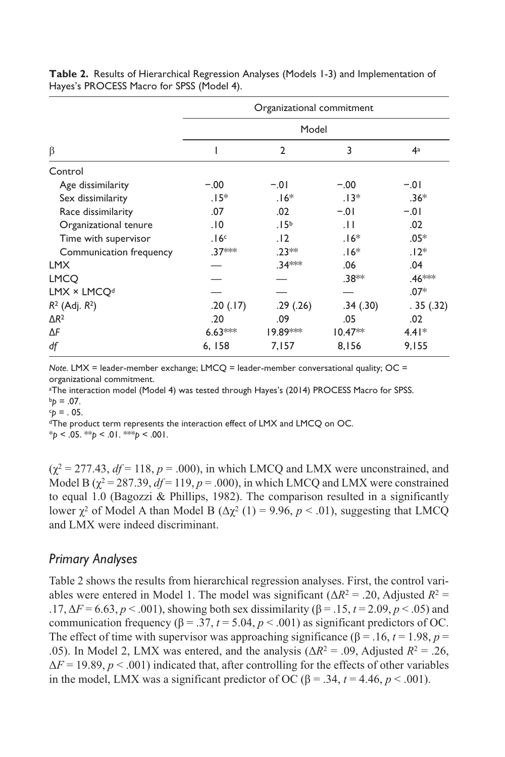**Table 2.** Results of Hierarchical Regression Analyses (Models 1-3) and Implementation of Hayes's PROCESS Macro for SPSS (Model 4).

| | Organizational commitment | | | |
|---|---|---|---|---|
| | Model | | | |
| β | 1 | 2 | 3 | 4[a] |
| Control | | | | |
| Age dissimilarity | −.00 | −.01 | −.00 | −.01 |
| Sex dissimilarity | .15* | .16* | .13* | .36* |
| Race dissimilarity | .07 | .02 | −.01 | −.01 |
| Organizational tenure | .10 | .15[b] | .11 | .02 |
| Time with supervisor | .16[c] | .12 | .16* | .05* |
| Communication frequency | .37*** | .23** | .16* | .12* |
| LMX | — | .34*** | .06 | .04 |
| LMCQ | — | — | .38** | .46*** |
| LMX × LMCQ[d] | — | — | — | .07* |
| $R^2$ (Adj. $R^2$) | .20 (.17) | .29 (.26) | .34 (.30) | . 35 (.32) |
| $\Delta R^2$ | .20 | .09 | .05 | .02 |
| $\Delta F$ | 6.63*** | 19.89*** | 10.47** | 4.41* |
| *df* | 6, 158 | 7,157 | 8,156 | 9,155 |

*Note.* LMX = leader-member exchange; LMCQ = leader-member conversational quality; OC = organizational commitment.
[a]The interaction model (Model 4) was tested through Hayes's (2014) PROCESS Macro for SPSS.
[b]$p = .07$.
[c]$p = .05$.
[d]The product term represents the interaction effect of LMX and LMCQ on OC.
*$p < .05$. **$p < .01$. ***$p < .001$.

($\chi^2 = 277.43$, $df = 118$, $p = .000$), in which LMCQ and LMX were unconstrained, and Model B ($\chi^2 = 287.39$, $df = 119$, $p = .000$), in which LMCQ and LMX were constrained to equal 1.0 (Bagozzi & Phillips, 1982). The comparison resulted in a significantly lower $\chi^2$ of Model A than Model B ($\Delta\chi^2$ (1) = 9.96, $p < .01$), suggesting that LMCQ and LMX were indeed discriminant.

## *Primary Analyses*

Table 2 shows the results from hierarchical regression analyses. First, the control variables were entered in Model 1. The model was significant ($\Delta R^2 = .20$, Adjusted $R^2 = .17$, $\Delta F = 6.63$, $p < .001$), showing both sex dissimilarity ($\beta = .15$, $t = 2.09$, $p < .05$) and communication frequency ($\beta = .37$, $t = 5.04$, $p < .001$) as significant predictors of OC. The effect of time with supervisor was approaching significance ($\beta = .16$, $t = 1.98$, $p = .05$). In Model 2, LMX was entered, and the analysis ($\Delta R^2 = .09$, Adjusted $R^2 = .26$, $\Delta F = 19.89$, $p < .001$) indicated that, after controlling for the effects of other variables in the model, LMX was a significant predictor of OC ($\beta = .34$, $t = 4.46$, $p < .001$).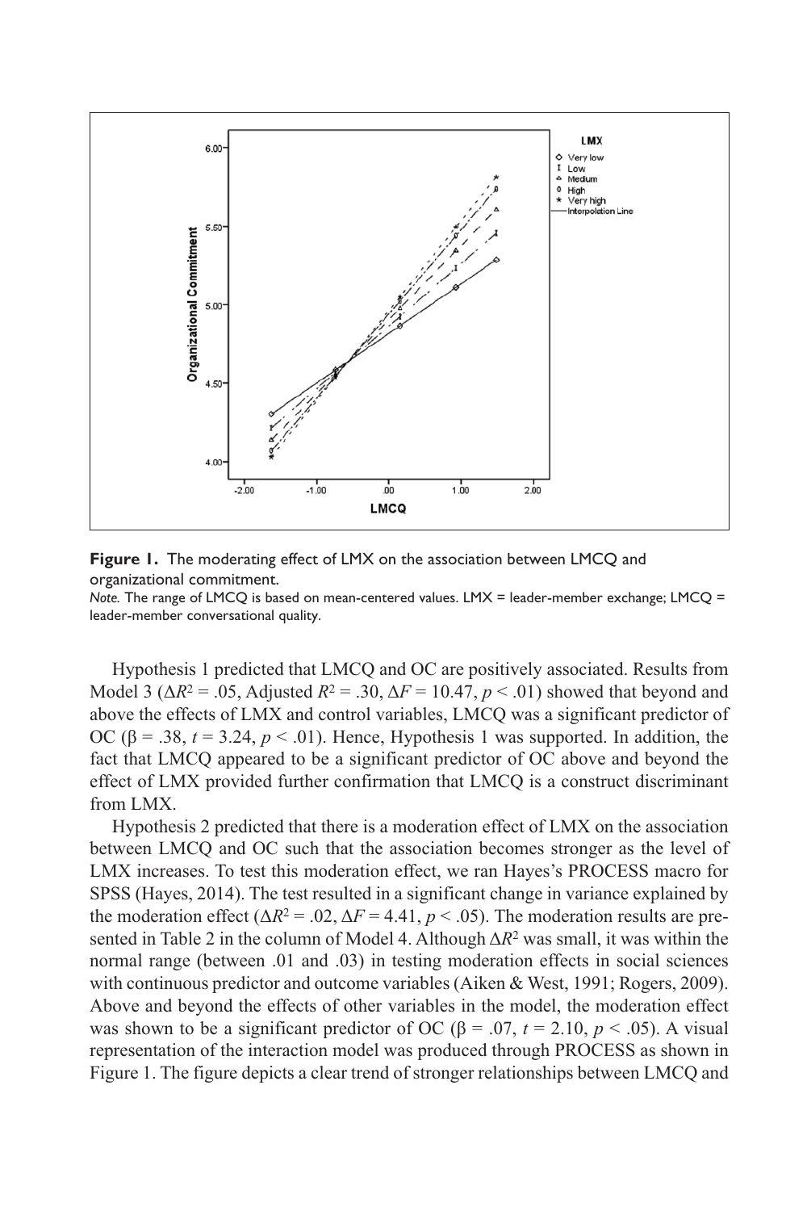**Figure 1.** The moderating effect of LMX on the association between LMCQ and organizational commitment.

*Note.* The range of LMCQ is based on mean-centered values. LMX = leader-member exchange; LMCQ = leader-member conversational quality.

Hypothesis 1 predicted that LMCQ and OC are positively associated. Results from Model 3 ($\Delta R^2 = .05$, Adjusted $R^2 = .30$, $\Delta F = 10.47$, $p < .01$) showed that beyond and above the effects of LMX and control variables, LMCQ was a significant predictor of OC ($\beta = .38$, $t = 3.24$, $p < .01$). Hence, Hypothesis 1 was supported. In addition, the fact that LMCQ appeared to be a significant predictor of OC above and beyond the effect of LMX provided further confirmation that LMCQ is a construct discriminant from LMX.

Hypothesis 2 predicted that there is a moderation effect of LMX on the association between LMCQ and OC such that the association becomes stronger as the level of LMX increases. To test this moderation effect, we ran Hayes's PROCESS macro for SPSS (Hayes, 2014). The test resulted in a significant change in variance explained by the moderation effect ($\Delta R^2 = .02$, $\Delta F = 4.41$, $p < .05$). The moderation results are presented in Table 2 in the column of Model 4. Although $\Delta R^2$ was small, it was within the normal range (between .01 and .03) in testing moderation effects in social sciences with continuous predictor and outcome variables (Aiken & West, 1991; Rogers, 2009). Above and beyond the effects of other variables in the model, the moderation effect was shown to be a significant predictor of OC ($\beta = .07$, $t = 2.10$, $p < .05$). A visual representation of the interaction model was produced through PROCESS as shown in Figure 1. The figure depicts a clear trend of stronger relationships between LMCQ and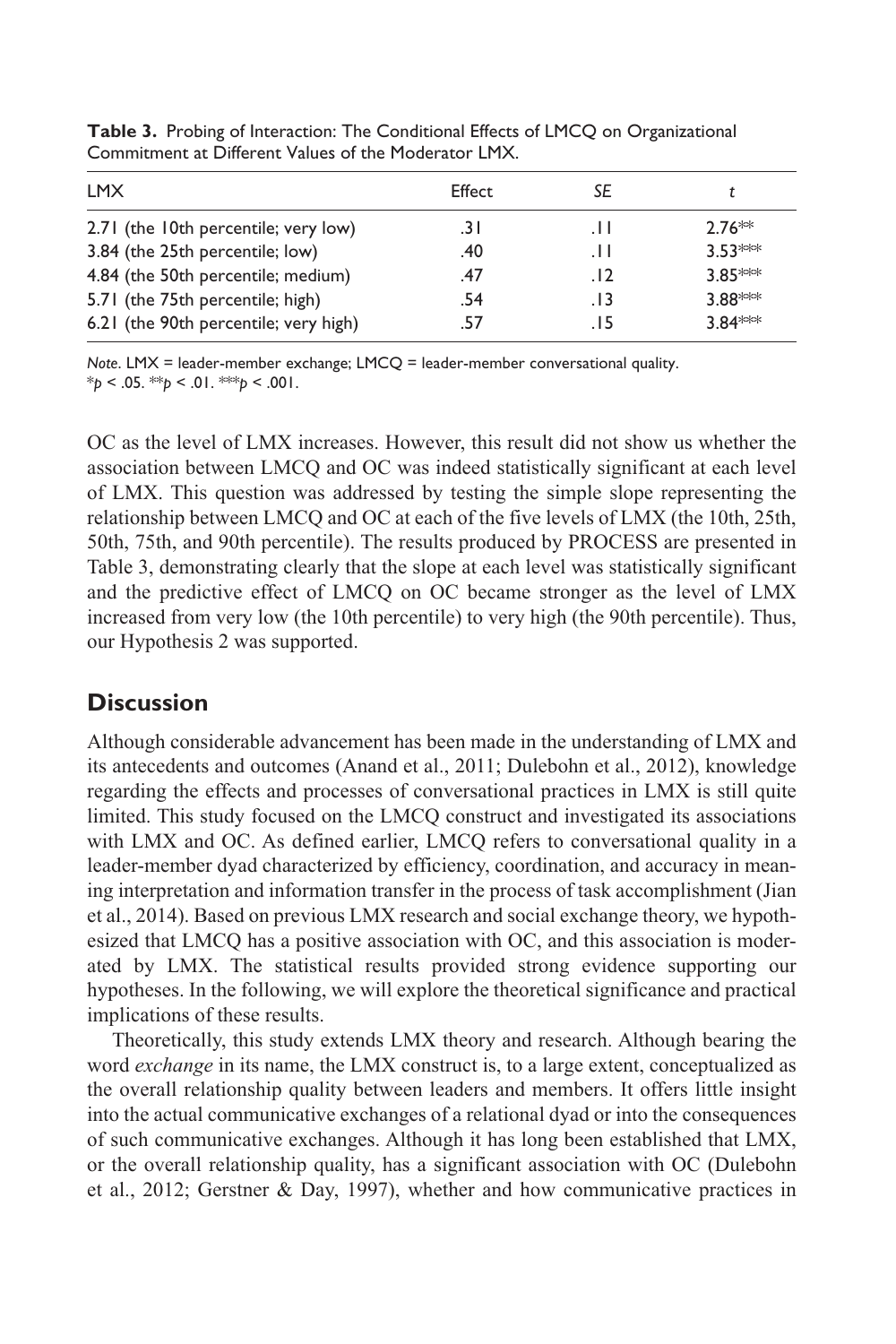**Table 3.** Probing of Interaction: The Conditional Effects of LMCQ on Organizational Commitment at Different Values of the Moderator LMX.

| LMX | Effect | *SE* | *t* |
|---|---|---|---|
| 2.71 (the 10th percentile; very low) | .31 | .11 | 2.76** |
| 3.84 (the 25th percentile; low) | .40 | .11 | 3.53*** |
| 4.84 (the 50th percentile; medium) | .47 | .12 | 3.85*** |
| 5.71 (the 75th percentile; high) | .54 | .13 | 3.88*** |
| 6.21 (the 90th percentile; very high) | .57 | .15 | 3.84*** |

*Note*. LMX = leader-member exchange; LMCQ = leader-member conversational quality.
*$p < .05$. **$p < .01$. ***$p < .001$.

OC as the level of LMX increases. However, this result did not show us whether the association between LMCQ and OC was indeed statistically significant at each level of LMX. This question was addressed by testing the simple slope representing the relationship between LMCQ and OC at each of the five levels of LMX (the 10th, 25th, 50th, 75th, and 90th percentile). The results produced by PROCESS are presented in Table 3, demonstrating clearly that the slope at each level was statistically significant and the predictive effect of LMCQ on OC became stronger as the level of LMX increased from very low (the 10th percentile) to very high (the 90th percentile). Thus, our Hypothesis 2 was supported.

## Discussion

Although considerable advancement has been made in the understanding of LMX and its antecedents and outcomes (Anand et al., 2011; Dulebohn et al., 2012), knowledge regarding the effects and processes of conversational practices in LMX is still quite limited. This study focused on the LMCQ construct and investigated its associations with LMX and OC. As defined earlier, LMCQ refers to conversational quality in a leader-member dyad characterized by efficiency, coordination, and accuracy in meaning interpretation and information transfer in the process of task accomplishment (Jian et al., 2014). Based on previous LMX research and social exchange theory, we hypothesized that LMCQ has a positive association with OC, and this association is moderated by LMX. The statistical results provided strong evidence supporting our hypotheses. In the following, we will explore the theoretical significance and practical implications of these results.

Theoretically, this study extends LMX theory and research. Although bearing the word *exchange* in its name, the LMX construct is, to a large extent, conceptualized as the overall relationship quality between leaders and members. It offers little insight into the actual communicative exchanges of a relational dyad or into the consequences of such communicative exchanges. Although it has long been established that LMX, or the overall relationship quality, has a significant association with OC (Dulebohn et al., 2012; Gerstner & Day, 1997), whether and how communicative practices in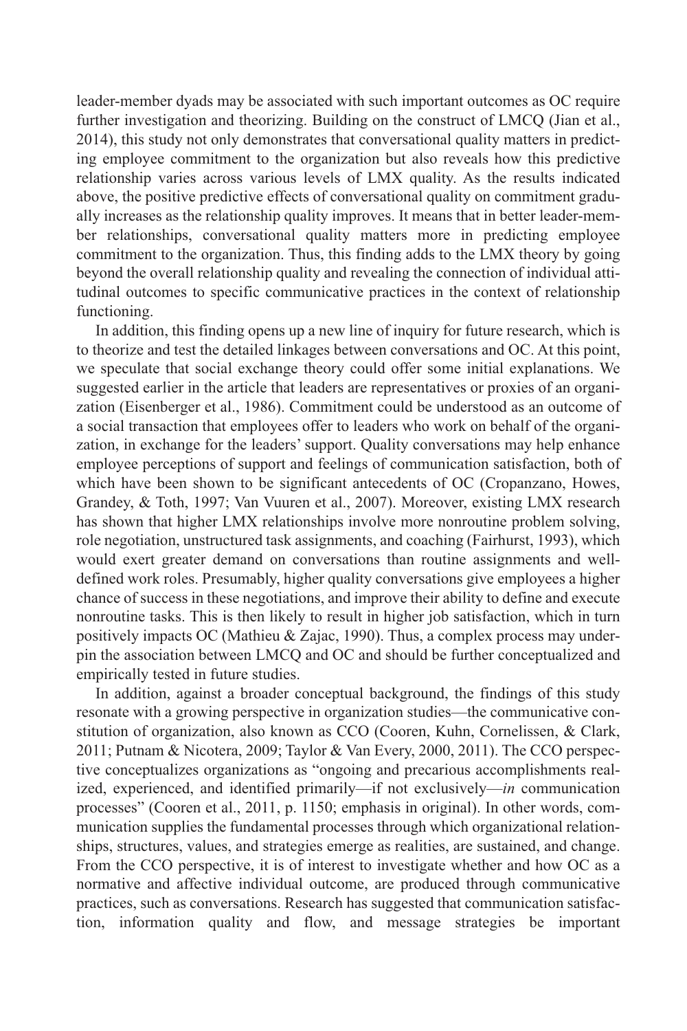leader-member dyads may be associated with such important outcomes as OC require further investigation and theorizing. Building on the construct of LMCQ (Jian et al., 2014), this study not only demonstrates that conversational quality matters in predicting employee commitment to the organization but also reveals how this predictive relationship varies across various levels of LMX quality. As the results indicated above, the positive predictive effects of conversational quality on commitment gradually increases as the relationship quality improves. It means that in better leader-member relationships, conversational quality matters more in predicting employee commitment to the organization. Thus, this finding adds to the LMX theory by going beyond the overall relationship quality and revealing the connection of individual attitudinal outcomes to specific communicative practices in the context of relationship functioning.

In addition, this finding opens up a new line of inquiry for future research, which is to theorize and test the detailed linkages between conversations and OC. At this point, we speculate that social exchange theory could offer some initial explanations. We suggested earlier in the article that leaders are representatives or proxies of an organization (Eisenberger et al., 1986). Commitment could be understood as an outcome of a social transaction that employees offer to leaders who work on behalf of the organization, in exchange for the leaders' support. Quality conversations may help enhance employee perceptions of support and feelings of communication satisfaction, both of which have been shown to be significant antecedents of OC (Cropanzano, Howes, Grandey, & Toth, 1997; Van Vuuren et al., 2007). Moreover, existing LMX research has shown that higher LMX relationships involve more nonroutine problem solving, role negotiation, unstructured task assignments, and coaching (Fairhurst, 1993), which would exert greater demand on conversations than routine assignments and well-defined work roles. Presumably, higher quality conversations give employees a higher chance of success in these negotiations, and improve their ability to define and execute nonroutine tasks. This is then likely to result in higher job satisfaction, which in turn positively impacts OC (Mathieu & Zajac, 1990). Thus, a complex process may underpin the association between LMCQ and OC and should be further conceptualized and empirically tested in future studies.

In addition, against a broader conceptual background, the findings of this study resonate with a growing perspective in organization studies—the communicative constitution of organization, also known as CCO (Cooren, Kuhn, Cornelissen, & Clark, 2011; Putnam & Nicotera, 2009; Taylor & Van Every, 2000, 2011). The CCO perspective conceptualizes organizations as "ongoing and precarious accomplishments realized, experienced, and identified primarily—if not exclusively—*in* communication processes" (Cooren et al., 2011, p. 1150; emphasis in original). In other words, communication supplies the fundamental processes through which organizational relationships, structures, values, and strategies emerge as realities, are sustained, and change. From the CCO perspective, it is of interest to investigate whether and how OC as a normative and affective individual outcome, are produced through communicative practices, such as conversations. Research has suggested that communication satisfaction, information quality and flow, and message strategies be important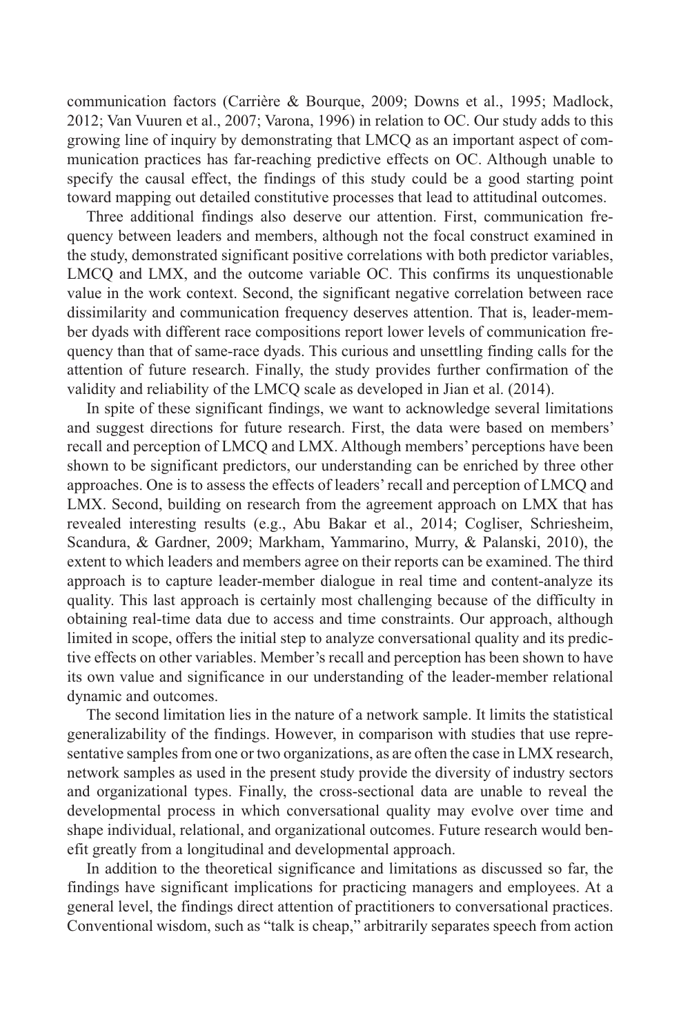communication factors (Carrière & Bourque, 2009; Downs et al., 1995; Madlock, 2012; Van Vuuren et al., 2007; Varona, 1996) in relation to OC. Our study adds to this growing line of inquiry by demonstrating that LMCQ as an important aspect of communication practices has far-reaching predictive effects on OC. Although unable to specify the causal effect, the findings of this study could be a good starting point toward mapping out detailed constitutive processes that lead to attitudinal outcomes.

Three additional findings also deserve our attention. First, communication frequency between leaders and members, although not the focal construct examined in the study, demonstrated significant positive correlations with both predictor variables, LMCQ and LMX, and the outcome variable OC. This confirms its unquestionable value in the work context. Second, the significant negative correlation between race dissimilarity and communication frequency deserves attention. That is, leader-member dyads with different race compositions report lower levels of communication frequency than that of same-race dyads. This curious and unsettling finding calls for the attention of future research. Finally, the study provides further confirmation of the validity and reliability of the LMCQ scale as developed in Jian et al. (2014).

In spite of these significant findings, we want to acknowledge several limitations and suggest directions for future research. First, the data were based on members' recall and perception of LMCQ and LMX. Although members' perceptions have been shown to be significant predictors, our understanding can be enriched by three other approaches. One is to assess the effects of leaders' recall and perception of LMCQ and LMX. Second, building on research from the agreement approach on LMX that has revealed interesting results (e.g., Abu Bakar et al., 2014; Cogliser, Schriesheim, Scandura, & Gardner, 2009; Markham, Yammarino, Murry, & Palanski, 2010), the extent to which leaders and members agree on their reports can be examined. The third approach is to capture leader-member dialogue in real time and content-analyze its quality. This last approach is certainly most challenging because of the difficulty in obtaining real-time data due to access and time constraints. Our approach, although limited in scope, offers the initial step to analyze conversational quality and its predictive effects on other variables. Member's recall and perception has been shown to have its own value and significance in our understanding of the leader-member relational dynamic and outcomes.

The second limitation lies in the nature of a network sample. It limits the statistical generalizability of the findings. However, in comparison with studies that use representative samples from one or two organizations, as are often the case in LMX research, network samples as used in the present study provide the diversity of industry sectors and organizational types. Finally, the cross-sectional data are unable to reveal the developmental process in which conversational quality may evolve over time and shape individual, relational, and organizational outcomes. Future research would benefit greatly from a longitudinal and developmental approach.

In addition to the theoretical significance and limitations as discussed so far, the findings have significant implications for practicing managers and employees. At a general level, the findings direct attention of practitioners to conversational practices. Conventional wisdom, such as "talk is cheap," arbitrarily separates speech from action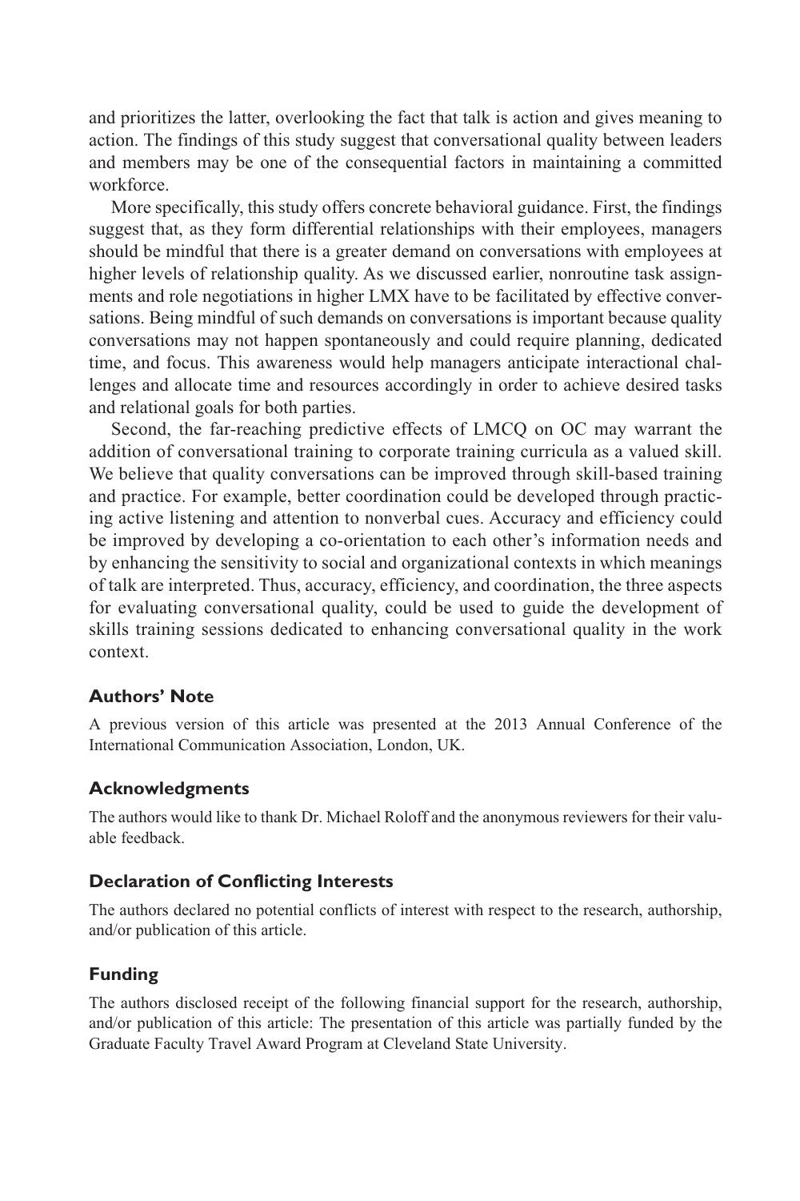and prioritizes the latter, overlooking the fact that talk is action and gives meaning to action. The findings of this study suggest that conversational quality between leaders and members may be one of the consequential factors in maintaining a committed workforce.

More specifically, this study offers concrete behavioral guidance. First, the findings suggest that, as they form differential relationships with their employees, managers should be mindful that there is a greater demand on conversations with employees at higher levels of relationship quality. As we discussed earlier, nonroutine task assignments and role negotiations in higher LMX have to be facilitated by effective conversations. Being mindful of such demands on conversations is important because quality conversations may not happen spontaneously and could require planning, dedicated time, and focus. This awareness would help managers anticipate interactional challenges and allocate time and resources accordingly in order to achieve desired tasks and relational goals for both parties.

Second, the far-reaching predictive effects of LMCQ on OC may warrant the addition of conversational training to corporate training curricula as a valued skill. We believe that quality conversations can be improved through skill-based training and practice. For example, better coordination could be developed through practicing active listening and attention to nonverbal cues. Accuracy and efficiency could be improved by developing a co-orientation to each other's information needs and by enhancing the sensitivity to social and organizational contexts in which meanings of talk are interpreted. Thus, accuracy, efficiency, and coordination, the three aspects for evaluating conversational quality, could be used to guide the development of skills training sessions dedicated to enhancing conversational quality in the work context.

### Authors' Note

A previous version of this article was presented at the 2013 Annual Conference of the International Communication Association, London, UK.

### Acknowledgments

The authors would like to thank Dr. Michael Roloff and the anonymous reviewers for their valuable feedback.

### Declaration of Conflicting Interests

The authors declared no potential conflicts of interest with respect to the research, authorship, and/or publication of this article.

### Funding

The authors disclosed receipt of the following financial support for the research, authorship, and/or publication of this article: The presentation of this article was partially funded by the Graduate Faculty Travel Award Program at Cleveland State University.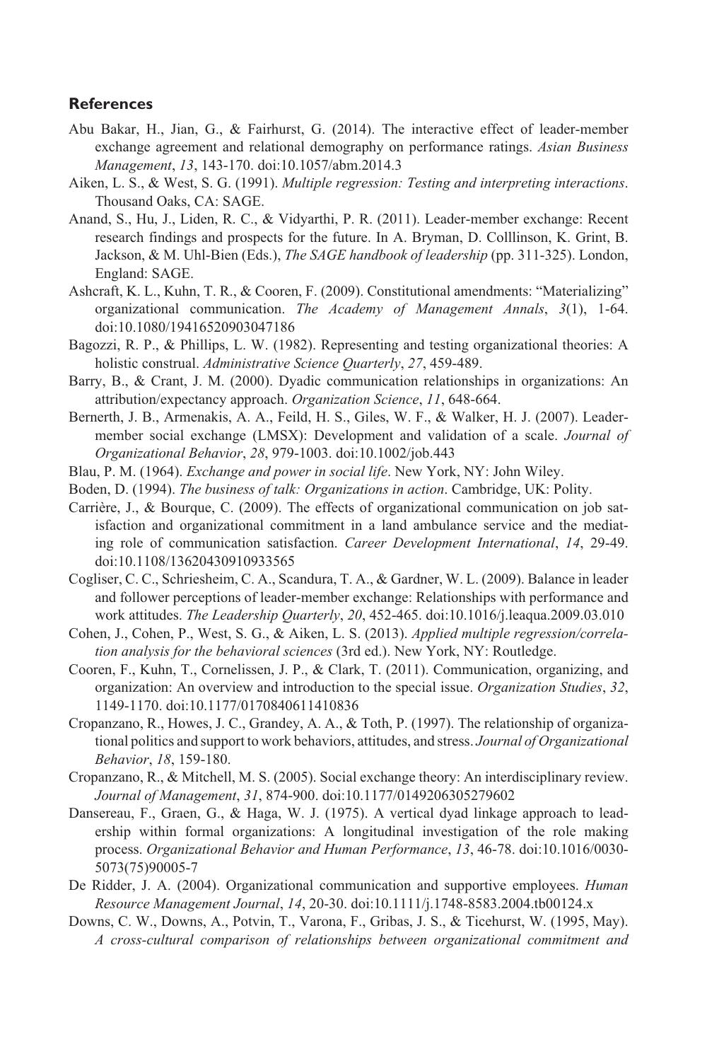## References

Abu Bakar, H., Jian, G., & Fairhurst, G. (2014). The interactive effect of leader-member exchange agreement and relational demography on performance ratings. *Asian Business Management*, *13*, 143-170. doi:10.1057/abm.2014.3

Aiken, L. S., & West, S. G. (1991). *Multiple regression: Testing and interpreting interactions*. Thousand Oaks, CA: SAGE.

Anand, S., Hu, J., Liden, R. C., & Vidyarthi, P. R. (2011). Leader-member exchange: Recent research findings and prospects for the future. In A. Bryman, D. Colllinson, K. Grint, B. Jackson, & M. Uhl-Bien (Eds.), *The SAGE handbook of leadership* (pp. 311-325). London, England: SAGE.

Ashcraft, K. L., Kuhn, T. R., & Cooren, F. (2009). Constitutional amendments: "Materializing" organizational communication. *The Academy of Management Annals*, *3*(1), 1-64. doi:10.1080/19416520903047186

Bagozzi, R. P., & Phillips, L. W. (1982). Representing and testing organizational theories: A holistic construal. *Administrative Science Quarterly*, *27*, 459-489.

Barry, B., & Crant, J. M. (2000). Dyadic communication relationships in organizations: An attribution/expectancy approach. *Organization Science*, *11*, 648-664.

Bernerth, J. B., Armenakis, A. A., Feild, H. S., Giles, W. F., & Walker, H. J. (2007). Leader-member social exchange (LMSX): Development and validation of a scale. *Journal of Organizational Behavior*, *28*, 979-1003. doi:10.1002/job.443

Blau, P. M. (1964). *Exchange and power in social life*. New York, NY: John Wiley.

Boden, D. (1994). *The business of talk: Organizations in action*. Cambridge, UK: Polity.

Carrière, J., & Bourque, C. (2009). The effects of organizational communication on job satisfaction and organizational commitment in a land ambulance service and the mediating role of communication satisfaction. *Career Development International*, *14*, 29-49. doi:10.1108/13620430910933565

Cogliser, C. C., Schriesheim, C. A., Scandura, T. A., & Gardner, W. L. (2009). Balance in leader and follower perceptions of leader-member exchange: Relationships with performance and work attitudes. *The Leadership Quarterly*, *20*, 452-465. doi:10.1016/j.leaqua.2009.03.010

Cohen, J., Cohen, P., West, S. G., & Aiken, L. S. (2013). *Applied multiple regression/correlation analysis for the behavioral sciences* (3rd ed.). New York, NY: Routledge.

Cooren, F., Kuhn, T., Cornelissen, J. P., & Clark, T. (2011). Communication, organizing, and organization: An overview and introduction to the special issue. *Organization Studies*, *32*, 1149-1170. doi:10.1177/0170840611410836

Cropanzano, R., Howes, J. C., Grandey, A. A., & Toth, P. (1997). The relationship of organizational politics and support to work behaviors, attitudes, and stress. *Journal of Organizational Behavior*, *18*, 159-180.

Cropanzano, R., & Mitchell, M. S. (2005). Social exchange theory: An interdisciplinary review. *Journal of Management*, *31*, 874-900. doi:10.1177/0149206305279602

Dansereau, F., Graen, G., & Haga, W. J. (1975). A vertical dyad linkage approach to leadership within formal organizations: A longitudinal investigation of the role making process. *Organizational Behavior and Human Performance*, *13*, 46-78. doi:10.1016/0030-5073(75)90005-7

De Ridder, J. A. (2004). Organizational communication and supportive employees. *Human Resource Management Journal*, *14*, 20-30. doi:10.1111/j.1748-8583.2004.tb00124.x

Downs, C. W., Downs, A., Potvin, T., Varona, F., Gribas, J. S., & Ticehurst, W. (1995, May). *A cross-cultural comparison of relationships between organizational commitment and*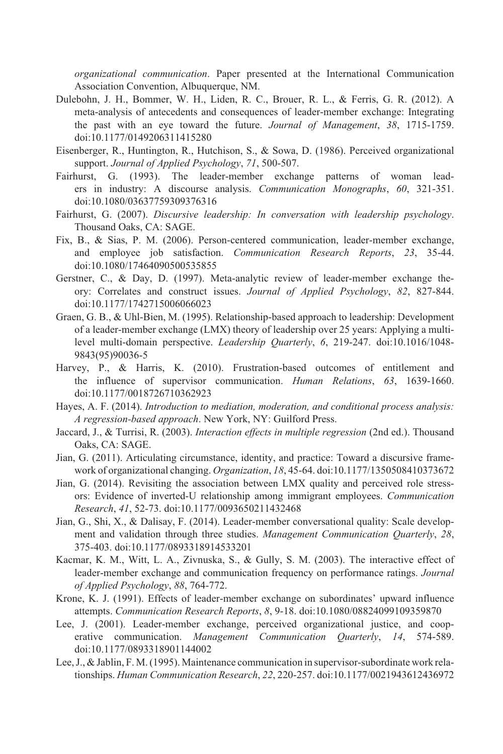*organizational communication*. Paper presented at the International Communication Association Convention, Albuquerque, NM.

Dulebohn, J. H., Bommer, W. H., Liden, R. C., Brouer, R. L., & Ferris, G. R. (2012). A meta-analysis of antecedents and consequences of leader-member exchange: Integrating the past with an eye toward the future. *Journal of Management*, *38*, 1715-1759. doi:10.1177/0149206311415280

Eisenberger, R., Huntington, R., Hutchison, S., & Sowa, D. (1986). Perceived organizational support. *Journal of Applied Psychology*, *71*, 500-507.

Fairhurst, G. (1993). The leader-member exchange patterns of woman leaders in industry: A discourse analysis. *Communication Monographs*, *60*, 321-351. doi:10.1080/03637759309376316

Fairhurst, G. (2007). *Discursive leadership: In conversation with leadership psychology*. Thousand Oaks, CA: SAGE.

Fix, B., & Sias, P. M. (2006). Person-centered communication, leader-member exchange, and employee job satisfaction. *Communication Research Reports*, *23*, 35-44. doi:10.1080/17464090500535855

Gerstner, C., & Day, D. (1997). Meta-analytic review of leader-member exchange theory: Correlates and construct issues. *Journal of Applied Psychology*, *82*, 827-844. doi:10.1177/1742715006066023

Graen, G. B., & Uhl-Bien, M. (1995). Relationship-based approach to leadership: Development of a leader-member exchange (LMX) theory of leadership over 25 years: Applying a multi-level multi-domain perspective. *Leadership Quarterly*, *6*, 219-247. doi:10.1016/1048-9843(95)90036-5

Harvey, P., & Harris, K. (2010). Frustration-based outcomes of entitlement and the influence of supervisor communication. *Human Relations*, *63*, 1639-1660. doi:10.1177/0018726710362923

Hayes, A. F. (2014). *Introduction to mediation, moderation, and conditional process analysis: A regression-based approach*. New York, NY: Guilford Press.

Jaccard, J., & Turrisi, R. (2003). *Interaction effects in multiple regression* (2nd ed.). Thousand Oaks, CA: SAGE.

Jian, G. (2011). Articulating circumstance, identity, and practice: Toward a discursive framework of organizational changing. *Organization*, *18*, 45-64. doi:10.1177/1350508410373672

Jian, G. (2014). Revisiting the association between LMX quality and perceived role stressors: Evidence of inverted-U relationship among immigrant employees. *Communication Research*, *41*, 52-73. doi:10.1177/0093650211432468

Jian, G., Shi, X., & Dalisay, F. (2014). Leader-member conversational quality: Scale development and validation through three studies. *Management Communication Quarterly*, *28*, 375-403. doi:10.1177/0893318914533201

Kacmar, K. M., Witt, L. A., Zivnuska, S., & Gully, S. M. (2003). The interactive effect of leader-member exchange and communication frequency on performance ratings. *Journal of Applied Psychology*, *88*, 764-772.

Krone, K. J. (1991). Effects of leader-member exchange on subordinates' upward influence attempts. *Communication Research Reports*, *8*, 9-18. doi:10.1080/08824099109359870

Lee, J. (2001). Leader-member exchange, perceived organizational justice, and cooperative communication. *Management Communication Quarterly*, *14*, 574-589. doi:10.1177/0893318901144002

Lee, J., & Jablin, F. M. (1995). Maintenance communication in supervisor-subordinate work relationships. *Human Communication Research*, *22*, 220-257. doi:10.1177/0021943612436972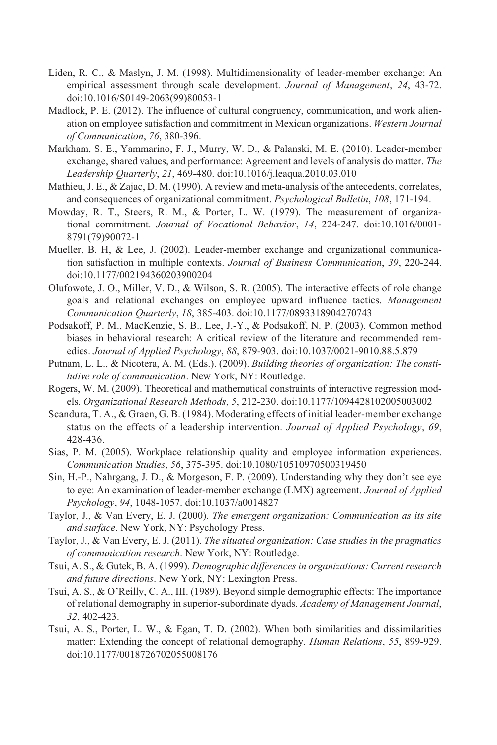Liden, R. C., & Maslyn, J. M. (1998). Multidimensionality of leader-member exchange: An empirical assessment through scale development. *Journal of Management*, *24*, 43-72. doi:10.1016/S0149-2063(99)80053-1

Madlock, P. E. (2012). The influence of cultural congruency, communication, and work alienation on employee satisfaction and commitment in Mexican organizations. *Western Journal of Communication*, *76*, 380-396.

Markham, S. E., Yammarino, F. J., Murry, W. D., & Palanski, M. E. (2010). Leader-member exchange, shared values, and performance: Agreement and levels of analysis do matter. *The Leadership Quarterly*, *21*, 469-480. doi:10.1016/j.leaqua.2010.03.010

Mathieu, J. E., & Zajac, D. M. (1990). A review and meta-analysis of the antecedents, correlates, and consequences of organizational commitment. *Psychological Bulletin*, *108*, 171-194.

Mowday, R. T., Steers, R. M., & Porter, L. W. (1979). The measurement of organizational commitment. *Journal of Vocational Behavior*, *14*, 224-247. doi:10.1016/0001-8791(79)90072-1

Mueller, B. H, & Lee, J. (2002). Leader-member exchange and organizational communication satisfaction in multiple contexts. *Journal of Business Communication*, *39*, 220-244. doi:10.1177/002194360203900204

Olufowote, J. O., Miller, V. D., & Wilson, S. R. (2005). The interactive effects of role change goals and relational exchanges on employee upward influence tactics. *Management Communication Quarterly*, *18*, 385-403. doi:10.1177/0893318904270743

Podsakoff, P. M., MacKenzie, S. B., Lee, J.-Y., & Podsakoff, N. P. (2003). Common method biases in behavioral research: A critical review of the literature and recommended remedies. *Journal of Applied Psychology*, *88*, 879-903. doi:10.1037/0021-9010.88.5.879

Putnam, L. L., & Nicotera, A. M. (Eds.). (2009). *Building theories of organization: The constitutive role of communication*. New York, NY: Routledge.

Rogers, W. M. (2009). Theoretical and mathematical constraints of interactive regression models. *Organizational Research Methods*, *5*, 212-230. doi:10.1177/1094428102005003002

Scandura, T. A., & Graen, G. B. (1984). Moderating effects of initial leader-member exchange status on the effects of a leadership intervention. *Journal of Applied Psychology*, *69*, 428-436.

Sias, P. M. (2005). Workplace relationship quality and employee information experiences. *Communication Studies*, *56*, 375-395. doi:10.1080/10510970500319450

Sin, H.-P., Nahrgang, J. D., & Morgeson, F. P. (2009). Understanding why they don't see eye to eye: An examination of leader-member exchange (LMX) agreement. *Journal of Applied Psychology*, *94*, 1048-1057. doi:10.1037/a0014827

Taylor, J., & Van Every, E. J. (2000). *The emergent organization: Communication as its site and surface*. New York, NY: Psychology Press.

Taylor, J., & Van Every, E. J. (2011). *The situated organization: Case studies in the pragmatics of communication research*. New York, NY: Routledge.

Tsui, A. S., & Gutek, B. A. (1999). *Demographic differences in organizations: Current research and future directions*. New York, NY: Lexington Press.

Tsui, A. S., & O'Reilly, C. A., III. (1989). Beyond simple demographic effects: The importance of relational demography in superior-subordinate dyads. *Academy of Management Journal*, *32*, 402-423.

Tsui, A. S., Porter, L. W., & Egan, T. D. (2002). When both similarities and dissimilarities matter: Extending the concept of relational demography. *Human Relations*, *55*, 899-929. doi:10.1177/0018726702055008176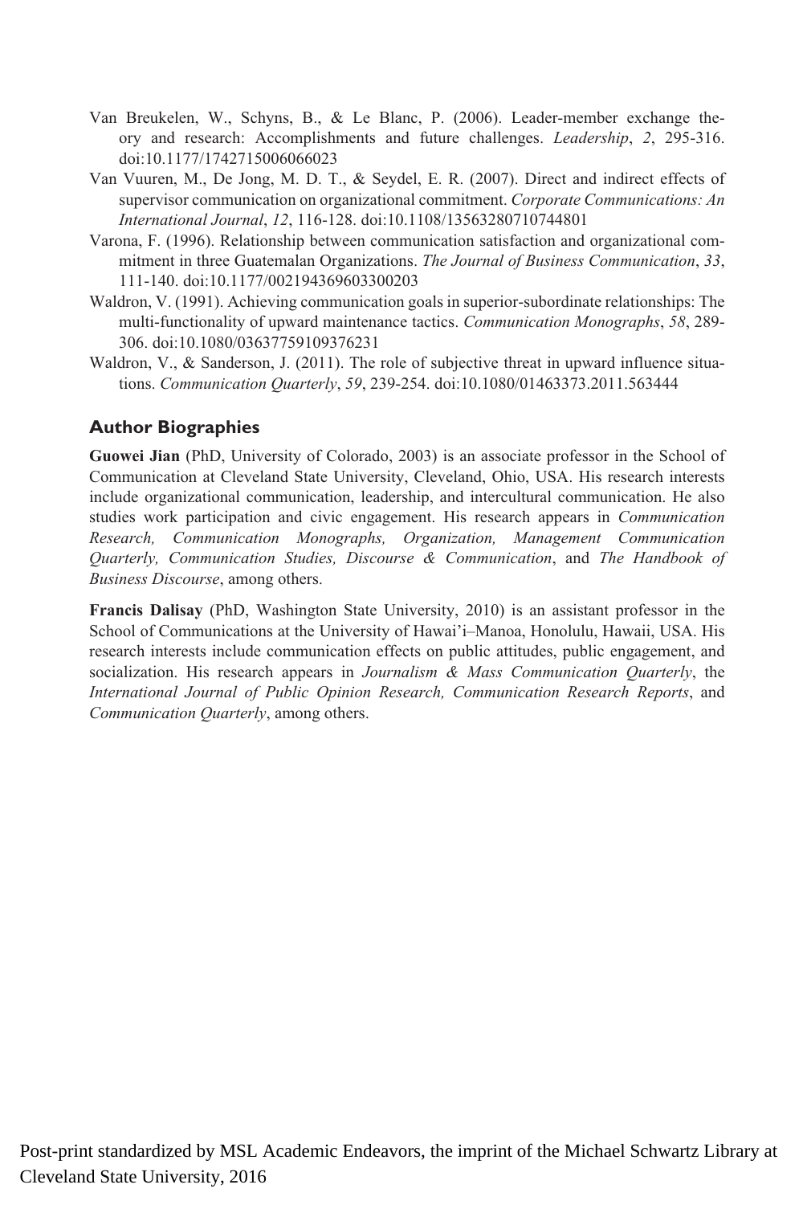Van Breukelen, W., Schyns, B., & Le Blanc, P. (2006). Leader-member exchange theory and research: Accomplishments and future challenges. *Leadership*, *2*, 295-316. doi:10.1177/1742715006066023

Van Vuuren, M., De Jong, M. D. T., & Seydel, E. R. (2007). Direct and indirect effects of supervisor communication on organizational commitment. *Corporate Communications: An International Journal*, *12*, 116-128. doi:10.1108/13563280710744801

Varona, F. (1996). Relationship between communication satisfaction and organizational commitment in three Guatemalan Organizations. *The Journal of Business Communication*, *33*, 111-140. doi:10.1177/002194369603300203

Waldron, V. (1991). Achieving communication goals in superior-subordinate relationships: The multi-functionality of upward maintenance tactics. *Communication Monographs*, *58*, 289-306. doi:10.1080/03637759109376231

Waldron, V., & Sanderson, J. (2011). The role of subjective threat in upward influence situations. *Communication Quarterly*, *59*, 239-254. doi:10.1080/01463373.2011.563444

## Author Biographies

**Guowei Jian** (PhD, University of Colorado, 2003) is an associate professor in the School of Communication at Cleveland State University, Cleveland, Ohio, USA. His research interests include organizational communication, leadership, and intercultural communication. He also studies work participation and civic engagement. His research appears in *Communication Research, Communication Monographs, Organization, Management Communication Quarterly, Communication Studies, Discourse & Communication*, and *The Handbook of Business Discourse*, among others.

**Francis Dalisay** (PhD, Washington State University, 2010) is an assistant professor in the School of Communications at the University of Hawai'i–Manoa, Honolulu, Hawaii, USA. His research interests include communication effects on public attitudes, public engagement, and socialization. His research appears in *Journalism & Mass Communication Quarterly*, the *International Journal of Public Opinion Research, Communication Research Reports*, and *Communication Quarterly*, among others.

Post-print standardized by MSL Academic Endeavors, the imprint of the Michael Schwartz Library at Cleveland State University, 2016